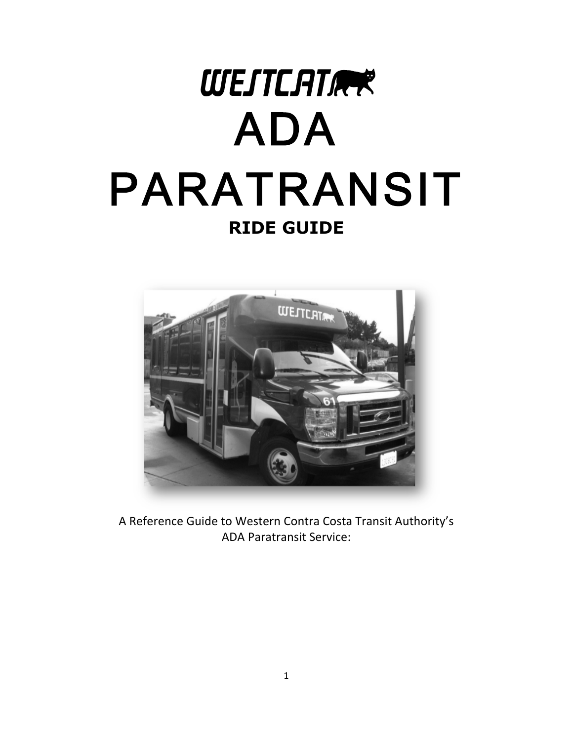WESTCAT

# ADA PARATRANSIT

## RIDE GUIDE

A Reference Guide to Western Contra Costa Transit Authority's ADA Paratransit Service: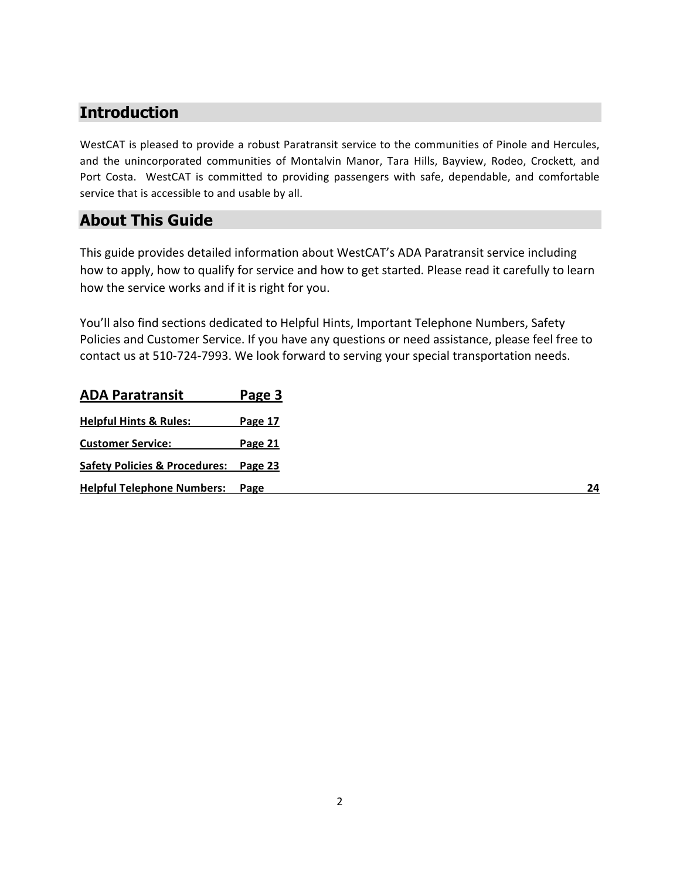## Introduction

WestCAT is pleased to provide a robust Paratransit service to the communities of Pinole and Hercules, and the unincorporated communities of Montalvin Manor, Tara Hills, Bayview, Rodeo, Crockett, and Port Costa. WestCAT is committed to providing passengers with safe, dependable, and comfortable service that is accessible to and usable by all.

## About This Guide

This guide provides detailed information about WestCAT's ADA Paratransit service including how to apply, how to qualify for service and how to get started. Please read it carefully to learn how the service works and if it is right for you.

You'll also find sections dedicated to Helpful Hints, Important Telephone Numbers, Safety Policies and Customer Service. If you have any questions or need assistance, please feel free to contact us at 510-724-7993. We look forward to serving your special transportation needs.

**ADA Paratransit Page 3**

**Helpful Hints & Rules: Page 17**

**Customer Service: Page 21**

**Safety Policies & Procedures: Page 23**

**Helpful Telephone Numbers: Page 24**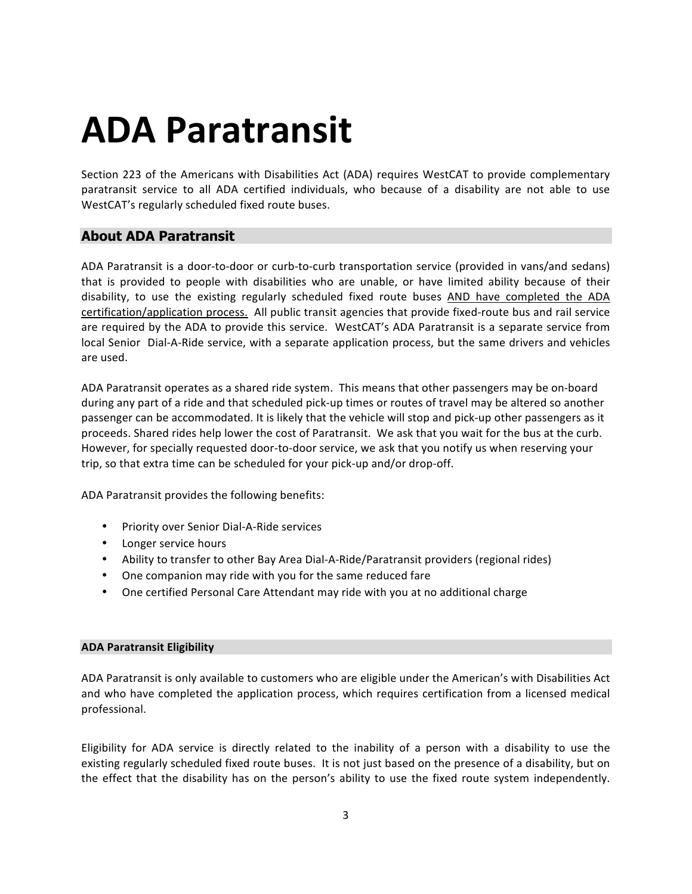# ADA Paratransit

Section 223 of the Americans with Disabilities Act (ADA) requires WestCAT to provide complementary paratransit service to all ADA certified individuals, who because of a disability are not able to use WestCAT's regularly scheduled fixed route buses.

## About ADA Paratransit

ADA Paratransit is a door-to-door or curb-to-curb transportation service (provided in vans/and sedans) that is provided to people with disabilities who are unable, or have limited ability because of their disability, to use the existing regularly scheduled fixed route buses <u>AND have completed the ADA certification/application process.</u> All public transit agencies that provide fixed-route bus and rail service are required by the ADA to provide this service. WestCAT's ADA Paratransit is a separate service from local Senior Dial-A-Ride service, with a separate application process, but the same drivers and vehicles are used.

ADA Paratransit operates as a shared ride system. This means that other passengers may be on-board during any part of a ride and that scheduled pick-up times or routes of travel may be altered so another passenger can be accommodated. It is likely that the vehicle will stop and pick-up other passengers as it proceeds. Shared rides help lower the cost of Paratransit. We ask that you wait for the bus at the curb. However, for specially requested door-to-door service, we ask that you notify us when reserving your trip, so that extra time can be scheduled for your pick-up and/or drop-off.

ADA Paratransit provides the following benefits:

- Priority over Senior Dial-A-Ride services
- Longer service hours
- Ability to transfer to other Bay Area Dial-A-Ride/Paratransit providers (regional rides)
- One companion may ride with you for the same reduced fare
- One certified Personal Care Attendant may ride with you at no additional charge

### ADA Paratransit Eligibility

ADA Paratransit is only available to customers who are eligible under the American's with Disabilities Act and who have completed the application process, which requires certification from a licensed medical professional.

Eligibility for ADA service is directly related to the inability of a person with a disability to use the existing regularly scheduled fixed route buses. It is not just based on the presence of a disability, but on the effect that the disability has on the person's ability to use the fixed route system independently.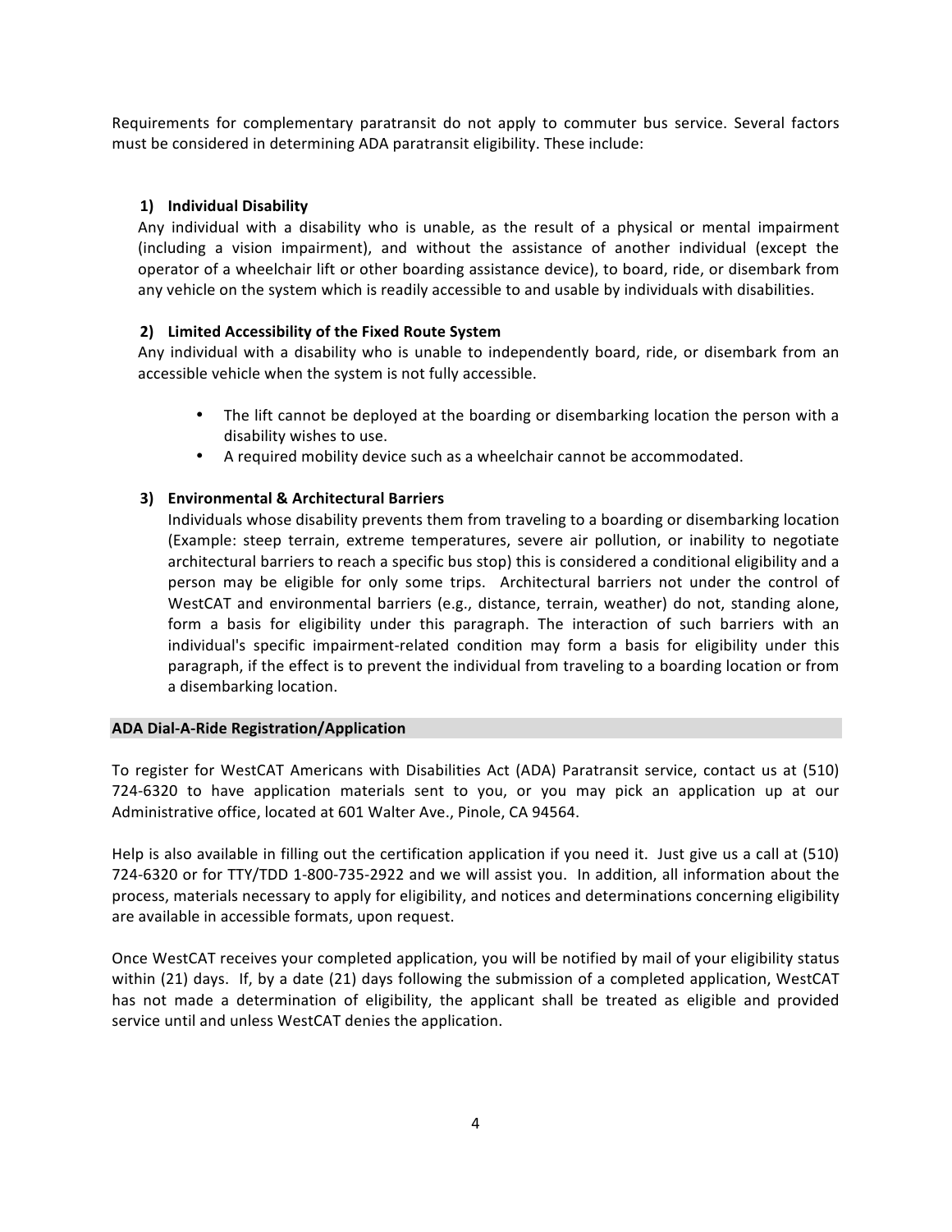Requirements for complementary paratransit do not apply to commuter bus service. Several factors must be considered in determining ADA paratransit eligibility. These include:

**1) Individual Disability**

Any individual with a disability who is unable, as the result of a physical or mental impairment (including a vision impairment), and without the assistance of another individual (except the operator of a wheelchair lift or other boarding assistance device), to board, ride, or disembark from any vehicle on the system which is readily accessible to and usable by individuals with disabilities.

**2) Limited Accessibility of the Fixed Route System**

Any individual with a disability who is unable to independently board, ride, or disembark from an accessible vehicle when the system is not fully accessible.

- The lift cannot be deployed at the boarding or disembarking location the person with a disability wishes to use.
- A required mobility device such as a wheelchair cannot be accommodated.

**3) Environmental & Architectural Barriers**

Individuals whose disability prevents them from traveling to a boarding or disembarking location (Example: steep terrain, extreme temperatures, severe air pollution, or inability to negotiate architectural barriers to reach a specific bus stop) this is considered a conditional eligibility and a person may be eligible for only some trips. Architectural barriers not under the control of WestCAT and environmental barriers (e.g., distance, terrain, weather) do not, standing alone, form a basis for eligibility under this paragraph. The interaction of such barriers with an individual's specific impairment-related condition may form a basis for eligibility under this paragraph, if the effect is to prevent the individual from traveling to a boarding location or from a disembarking location.

## ADA Dial-A-Ride Registration/Application

To register for WestCAT Americans with Disabilities Act (ADA) Paratransit service, contact us at (510) 724-6320 to have application materials sent to you, or you may pick an application up at our Administrative office, located at 601 Walter Ave., Pinole, CA 94564.

Help is also available in filling out the certification application if you need it. Just give us a call at (510) 724-6320 or for TTY/TDD 1-800-735-2922 and we will assist you. In addition, all information about the process, materials necessary to apply for eligibility, and notices and determinations concerning eligibility are available in accessible formats, upon request.

Once WestCAT receives your completed application, you will be notified by mail of your eligibility status within (21) days. If, by a date (21) days following the submission of a completed application, WestCAT has not made a determination of eligibility, the applicant shall be treated as eligible and provided service until and unless WestCAT denies the application.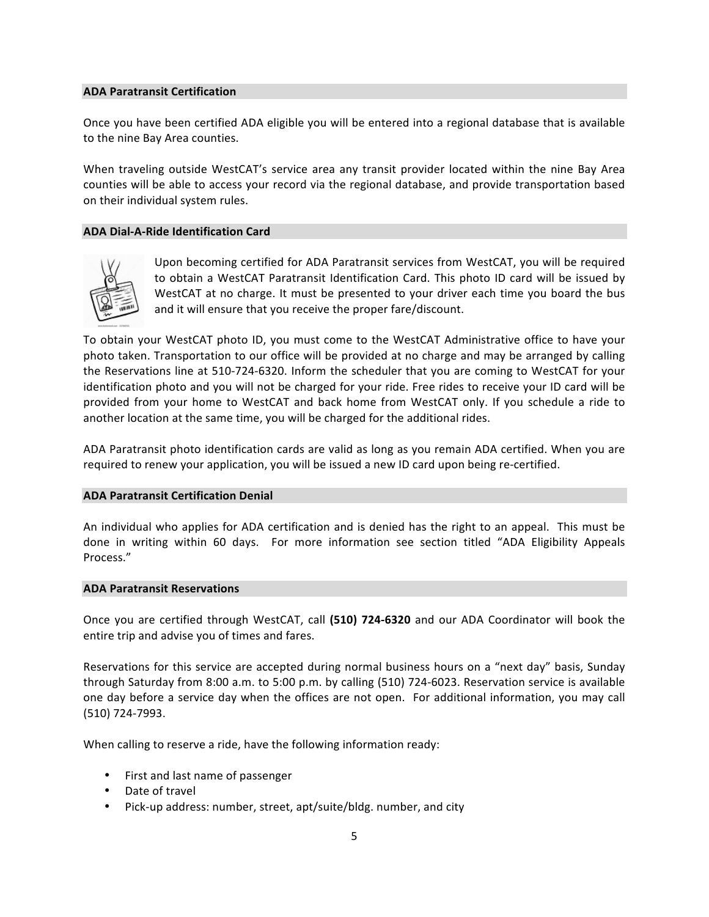### ADA Paratransit Certification

Once you have been certified ADA eligible you will be entered into a regional database that is available to the nine Bay Area counties.

When traveling outside WestCAT's service area any transit provider located within the nine Bay Area counties will be able to access your record via the regional database, and provide transportation based on their individual system rules.

### ADA Dial-A-Ride Identification Card

Upon becoming certified for ADA Paratransit services from WestCAT, you will be required to obtain a WestCAT Paratransit Identification Card. This photo ID card will be issued by WestCAT at no charge. It must be presented to your driver each time you board the bus and it will ensure that you receive the proper fare/discount.

To obtain your WestCAT photo ID, you must come to the WestCAT Administrative office to have your photo taken. Transportation to our office will be provided at no charge and may be arranged by calling the Reservations line at 510-724-6320. Inform the scheduler that you are coming to WestCAT for your identification photo and you will not be charged for your ride. Free rides to receive your ID card will be provided from your home to WestCAT and back home from WestCAT only. If you schedule a ride to another location at the same time, you will be charged for the additional rides.

ADA Paratransit photo identification cards are valid as long as you remain ADA certified. When you are required to renew your application, you will be issued a new ID card upon being re-certified.

### ADA Paratransit Certification Denial

An individual who applies for ADA certification and is denied has the right to an appeal. This must be done in writing within 60 days. For more information see section titled "ADA Eligibility Appeals Process."

### ADA Paratransit Reservations

Once you are certified through WestCAT, call **(510) 724-6320** and our ADA Coordinator will book the entire trip and advise you of times and fares.

Reservations for this service are accepted during normal business hours on a "next day" basis, Sunday through Saturday from 8:00 a.m. to 5:00 p.m. by calling (510) 724-6023. Reservation service is available one day before a service day when the offices are not open. For additional information, you may call (510) 724-7993.

When calling to reserve a ride, have the following information ready:

- First and last name of passenger
- Date of travel
- Pick-up address: number, street, apt/suite/bldg. number, and city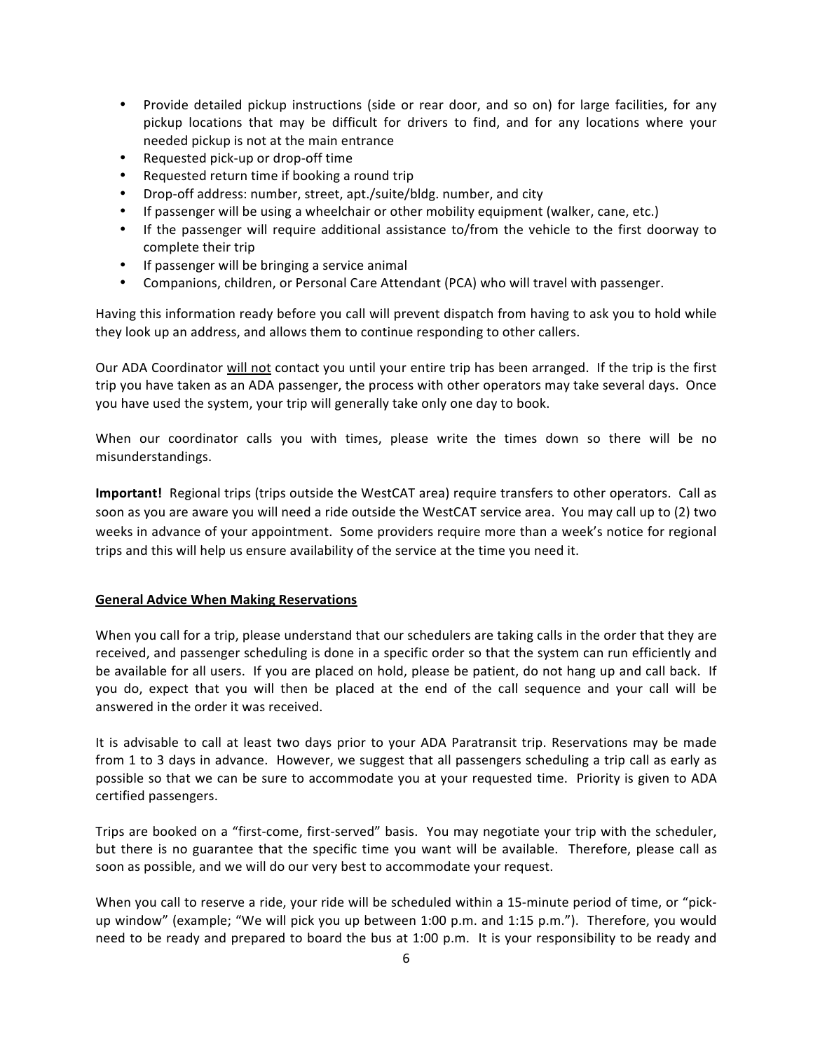- Provide detailed pickup instructions (side or rear door, and so on) for large facilities, for any pickup locations that may be difficult for drivers to find, and for any locations where your needed pickup is not at the main entrance
- Requested pick-up or drop-off time
- Requested return time if booking a round trip
- Drop-off address: number, street, apt./suite/bldg. number, and city
- If passenger will be using a wheelchair or other mobility equipment (walker, cane, etc.)
- If the passenger will require additional assistance to/from the vehicle to the first doorway to complete their trip
- If passenger will be bringing a service animal
- Companions, children, or Personal Care Attendant (PCA) who will travel with passenger.

Having this information ready before you call will prevent dispatch from having to ask you to hold while they look up an address, and allows them to continue responding to other callers.

Our ADA Coordinator <u>will not</u> contact you until your entire trip has been arranged. If the trip is the first trip you have taken as an ADA passenger, the process with other operators may take several days. Once you have used the system, your trip will generally take only one day to book.

When our coordinator calls you with times, please write the times down so there will be no misunderstandings.

**Important!** Regional trips (trips outside the WestCAT area) require transfers to other operators. Call as soon as you are aware you will need a ride outside the WestCAT service area. You may call up to (2) two weeks in advance of your appointment. Some providers require more than a week's notice for regional trips and this will help us ensure availability of the service at the time you need it.

**General Advice When Making Reservations**

When you call for a trip, please understand that our schedulers are taking calls in the order that they are received, and passenger scheduling is done in a specific order so that the system can run efficiently and be available for all users. If you are placed on hold, please be patient, do not hang up and call back. If you do, expect that you will then be placed at the end of the call sequence and your call will be answered in the order it was received.

It is advisable to call at least two days prior to your ADA Paratransit trip. Reservations may be made from 1 to 3 days in advance. However, we suggest that all passengers scheduling a trip call as early as possible so that we can be sure to accommodate you at your requested time. Priority is given to ADA certified passengers.

Trips are booked on a "first-come, first-served" basis. You may negotiate your trip with the scheduler, but there is no guarantee that the specific time you want will be available. Therefore, please call as soon as possible, and we will do our very best to accommodate your request.

When you call to reserve a ride, your ride will be scheduled within a 15-minute period of time, or "pick-up window" (example; "We will pick you up between 1:00 p.m. and 1:15 p.m."). Therefore, you would need to be ready and prepared to board the bus at 1:00 p.m. It is your responsibility to be ready and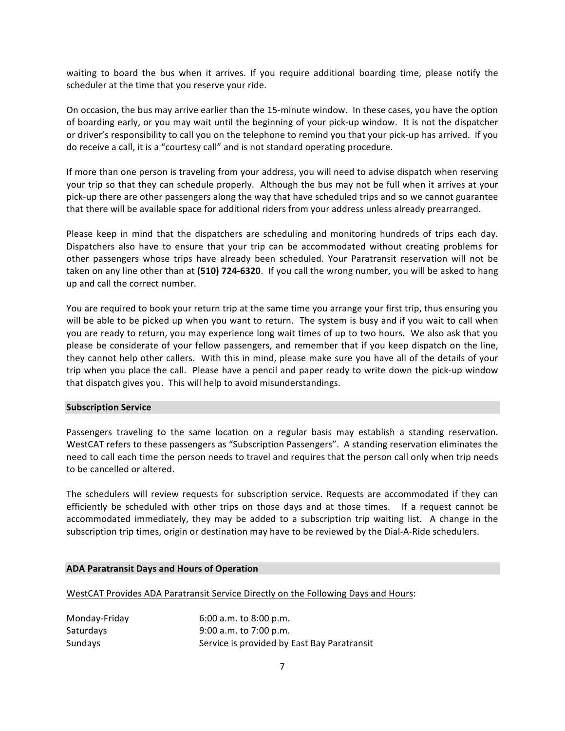waiting to board the bus when it arrives. If you require additional boarding time, please notify the scheduler at the time that you reserve your ride.

On occasion, the bus may arrive earlier than the 15-minute window. In these cases, you have the option of boarding early, or you may wait until the beginning of your pick-up window. It is not the dispatcher or driver's responsibility to call you on the telephone to remind you that your pick-up has arrived. If you do receive a call, it is a "courtesy call" and is not standard operating procedure.

If more than one person is traveling from your address, you will need to advise dispatch when reserving your trip so that they can schedule properly. Although the bus may not be full when it arrives at your pick-up there are other passengers along the way that have scheduled trips and so we cannot guarantee that there will be available space for additional riders from your address unless already prearranged.

Please keep in mind that the dispatchers are scheduling and monitoring hundreds of trips each day. Dispatchers also have to ensure that your trip can be accommodated without creating problems for other passengers whose trips have already been scheduled. Your Paratransit reservation will not be taken on any line other than at **(510) 724-6320**. If you call the wrong number, you will be asked to hang up and call the correct number.

You are required to book your return trip at the same time you arrange your first trip, thus ensuring you will be able to be picked up when you want to return. The system is busy and if you wait to call when you are ready to return, you may experience long wait times of up to two hours. We also ask that you please be considerate of your fellow passengers, and remember that if you keep dispatch on the line, they cannot help other callers. With this in mind, please make sure you have all of the details of your trip when you place the call. Please have a pencil and paper ready to write down the pick-up window that dispatch gives you. This will help to avoid misunderstandings.

## Subscription Service

Passengers traveling to the same location on a regular basis may establish a standing reservation. WestCAT refers to these passengers as "Subscription Passengers". A standing reservation eliminates the need to call each time the person needs to travel and requires that the person call only when trip needs to be cancelled or altered.

The schedulers will review requests for subscription service. Requests are accommodated if they can efficiently be scheduled with other trips on those days and at those times. If a request cannot be accommodated immediately, they may be added to a subscription trip waiting list. A change in the subscription trip times, origin or destination may have to be reviewed by the Dial-A-Ride schedulers.

## ADA Paratransit Days and Hours of Operation

WestCAT Provides ADA Paratransit Service Directly on the Following Days and Hours:

| | |
|---|---|
| Monday-Friday | 6:00 a.m. to 8:00 p.m. |
| Saturdays | 9:00 a.m. to 7:00 p.m. |
| Sundays | Service is provided by East Bay Paratransit |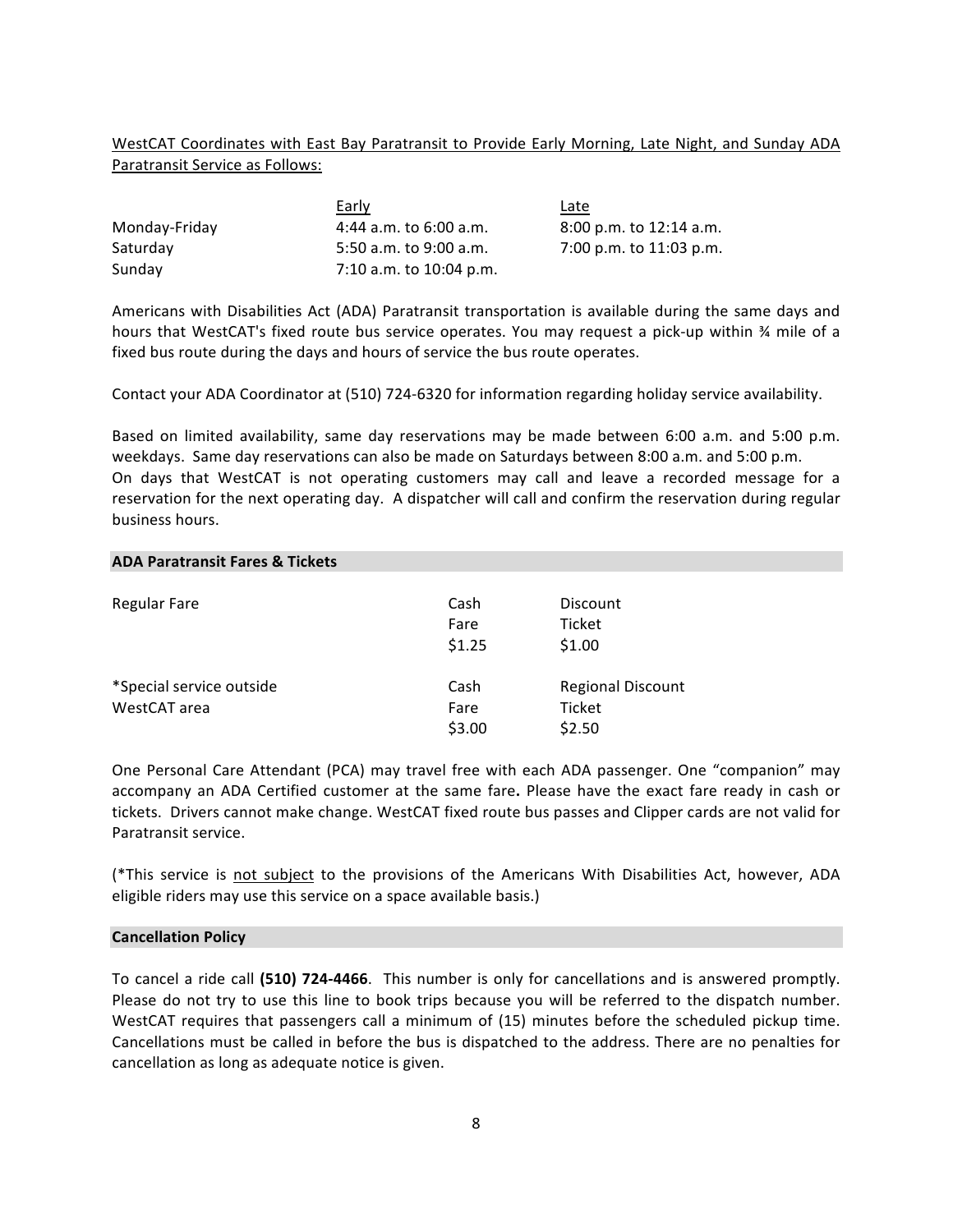<u>WestCAT Coordinates with East Bay Paratransit to Provide Early Morning, Late Night, and Sunday ADA Paratransit Service as Follows:</u>

| | Early | Late |
|---|---|---|
| Monday-Friday | 4:44 a.m. to 6:00 a.m. | 8:00 p.m. to 12:14 a.m. |
| Saturday | 5:50 a.m. to 9:00 a.m. | 7:00 p.m. to 11:03 p.m. |
| Sunday | 7:10 a.m. to 10:04 p.m. | |

Americans with Disabilities Act (ADA) Paratransit transportation is available during the same days and hours that WestCAT's fixed route bus service operates. You may request a pick-up within ¾ mile of a fixed bus route during the days and hours of service the bus route operates.

Contact your ADA Coordinator at (510) 724-6320 for information regarding holiday service availability.

Based on limited availability, same day reservations may be made between 6:00 a.m. and 5:00 p.m. weekdays. Same day reservations can also be made on Saturdays between 8:00 a.m. and 5:00 p.m.
On days that WestCAT is not operating customers may call and leave a recorded message for a reservation for the next operating day. A dispatcher will call and confirm the reservation during regular business hours.

## ADA Paratransit Fares & Tickets

| | Cash Fare | Discount Ticket |
|---|---|---|
| Regular Fare | $1.25 | $1.00 |

| | Cash Fare | Regional Discount Ticket |
|---|---|---|
| *Special service outside WestCAT area | $3.00 | $2.50 |

One Personal Care Attendant (PCA) may travel free with each ADA passenger. One "companion" may accompany an ADA Certified customer at the same fare**.** Please have the exact fare ready in cash or tickets. Drivers cannot make change. WestCAT fixed route bus passes and Clipper cards are not valid for Paratransit service.

(*This service is <u>not subject</u> to the provisions of the Americans With Disabilities Act, however, ADA eligible riders may use this service on a space available basis.)

## Cancellation Policy

To cancel a ride call **(510) 724-4466**. This number is only for cancellations and is answered promptly. Please do not try to use this line to book trips because you will be referred to the dispatch number. WestCAT requires that passengers call a minimum of (15) minutes before the scheduled pickup time. Cancellations must be called in before the bus is dispatched to the address. There are no penalties for cancellation as long as adequate notice is given.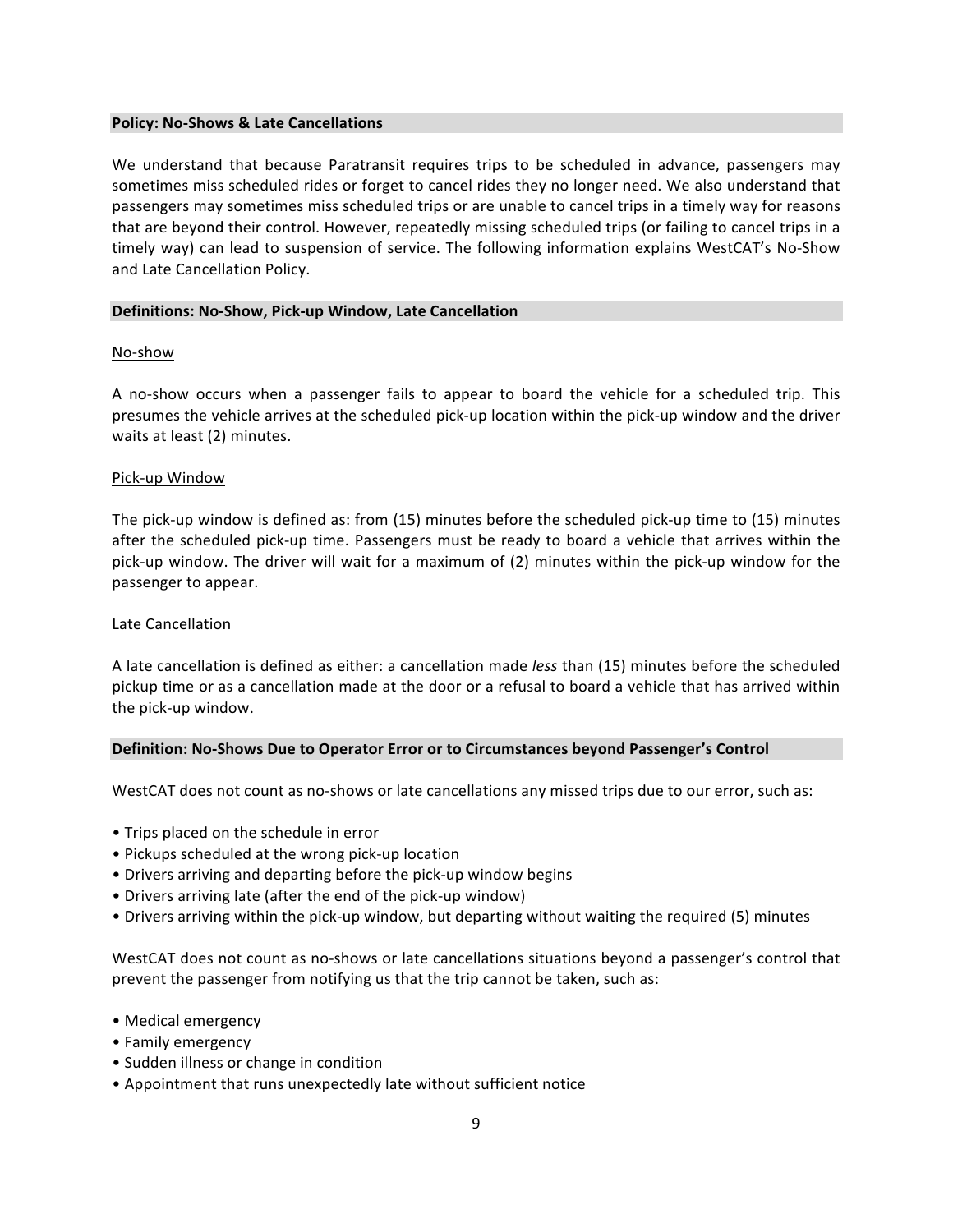## Policy: No-Shows & Late Cancellations

We understand that because Paratransit requires trips to be scheduled in advance, passengers may sometimes miss scheduled rides or forget to cancel rides they no longer need. We also understand that passengers may sometimes miss scheduled trips or are unable to cancel trips in a timely way for reasons that are beyond their control. However, repeatedly missing scheduled trips (or failing to cancel trips in a timely way) can lead to suspension of service. The following information explains WestCAT's No-Show and Late Cancellation Policy.

## Definitions: No-Show, Pick-up Window, Late Cancellation

### No-show

A no-show occurs when a passenger fails to appear to board the vehicle for a scheduled trip. This presumes the vehicle arrives at the scheduled pick-up location within the pick-up window and the driver waits at least (2) minutes.

### Pick-up Window

The pick-up window is defined as: from (15) minutes before the scheduled pick-up time to (15) minutes after the scheduled pick-up time. Passengers must be ready to board a vehicle that arrives within the pick-up window. The driver will wait for a maximum of (2) minutes within the pick-up window for the passenger to appear.

### Late Cancellation

A late cancellation is defined as either: a cancellation made *less* than (15) minutes before the scheduled pickup time or as a cancellation made at the door or a refusal to board a vehicle that has arrived within the pick-up window.

## Definition: No-Shows Due to Operator Error or to Circumstances beyond Passenger's Control

WestCAT does not count as no-shows or late cancellations any missed trips due to our error, such as:

- Trips placed on the schedule in error
- Pickups scheduled at the wrong pick-up location
- Drivers arriving and departing before the pick-up window begins
- Drivers arriving late (after the end of the pick-up window)
- Drivers arriving within the pick-up window, but departing without waiting the required (5) minutes

WestCAT does not count as no-shows or late cancellations situations beyond a passenger's control that prevent the passenger from notifying us that the trip cannot be taken, such as:

- Medical emergency
- Family emergency
- Sudden illness or change in condition
- Appointment that runs unexpectedly late without sufficient notice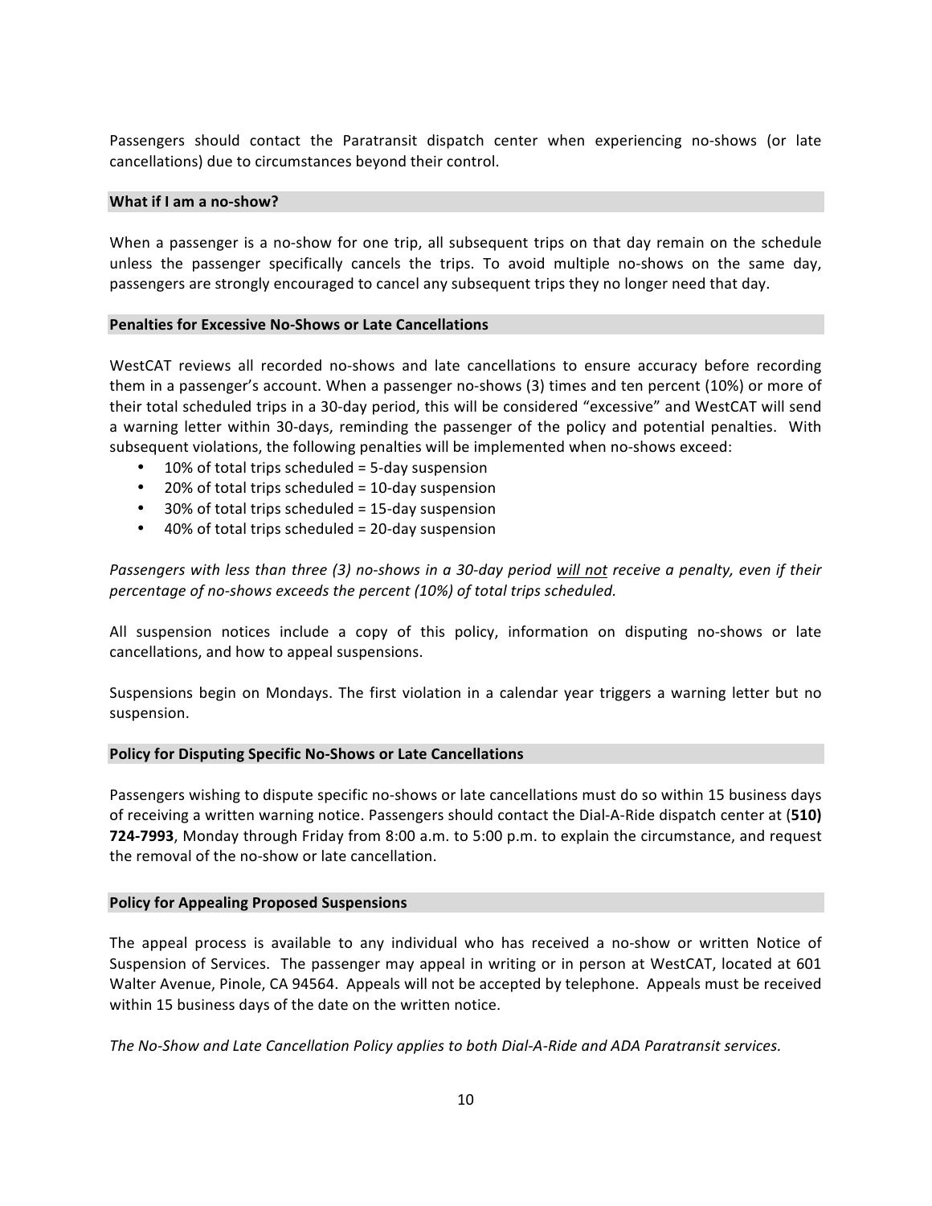Passengers should contact the Paratransit dispatch center when experiencing no-shows (or late cancellations) due to circumstances beyond their control.

### What if I am a no-show?

When a passenger is a no-show for one trip, all subsequent trips on that day remain on the schedule unless the passenger specifically cancels the trips. To avoid multiple no-shows on the same day, passengers are strongly encouraged to cancel any subsequent trips they no longer need that day.

### Penalties for Excessive No-Shows or Late Cancellations

WestCAT reviews all recorded no-shows and late cancellations to ensure accuracy before recording them in a passenger's account. When a passenger no-shows (3) times and ten percent (10%) or more of their total scheduled trips in a 30-day period, this will be considered "excessive" and WestCAT will send a warning letter within 30-days, reminding the passenger of the policy and potential penalties. With subsequent violations, the following penalties will be implemented when no-shows exceed:

- 10% of total trips scheduled = 5-day suspension
- 20% of total trips scheduled = 10-day suspension
- 30% of total trips scheduled = 15-day suspension
- 40% of total trips scheduled = 20-day suspension

*Passengers with less than three (3) no-shows in a 30-day period <u>will not</u> receive a penalty, even if their percentage of no-shows exceeds the percent (10%) of total trips scheduled.*

All suspension notices include a copy of this policy, information on disputing no-shows or late cancellations, and how to appeal suspensions.

Suspensions begin on Mondays. The first violation in a calendar year triggers a warning letter but no suspension.

### Policy for Disputing Specific No-Shows or Late Cancellations

Passengers wishing to dispute specific no-shows or late cancellations must do so within 15 business days of receiving a written warning notice. Passengers should contact the Dial-A-Ride dispatch center at (**510) 724-7993**, Monday through Friday from 8:00 a.m. to 5:00 p.m. to explain the circumstance, and request the removal of the no-show or late cancellation.

### Policy for Appealing Proposed Suspensions

The appeal process is available to any individual who has received a no-show or written Notice of Suspension of Services. The passenger may appeal in writing or in person at WestCAT, located at 601 Walter Avenue, Pinole, CA 94564. Appeals will not be accepted by telephone. Appeals must be received within 15 business days of the date on the written notice.

*The No-Show and Late Cancellation Policy applies to both Dial-A-Ride and ADA Paratransit services.*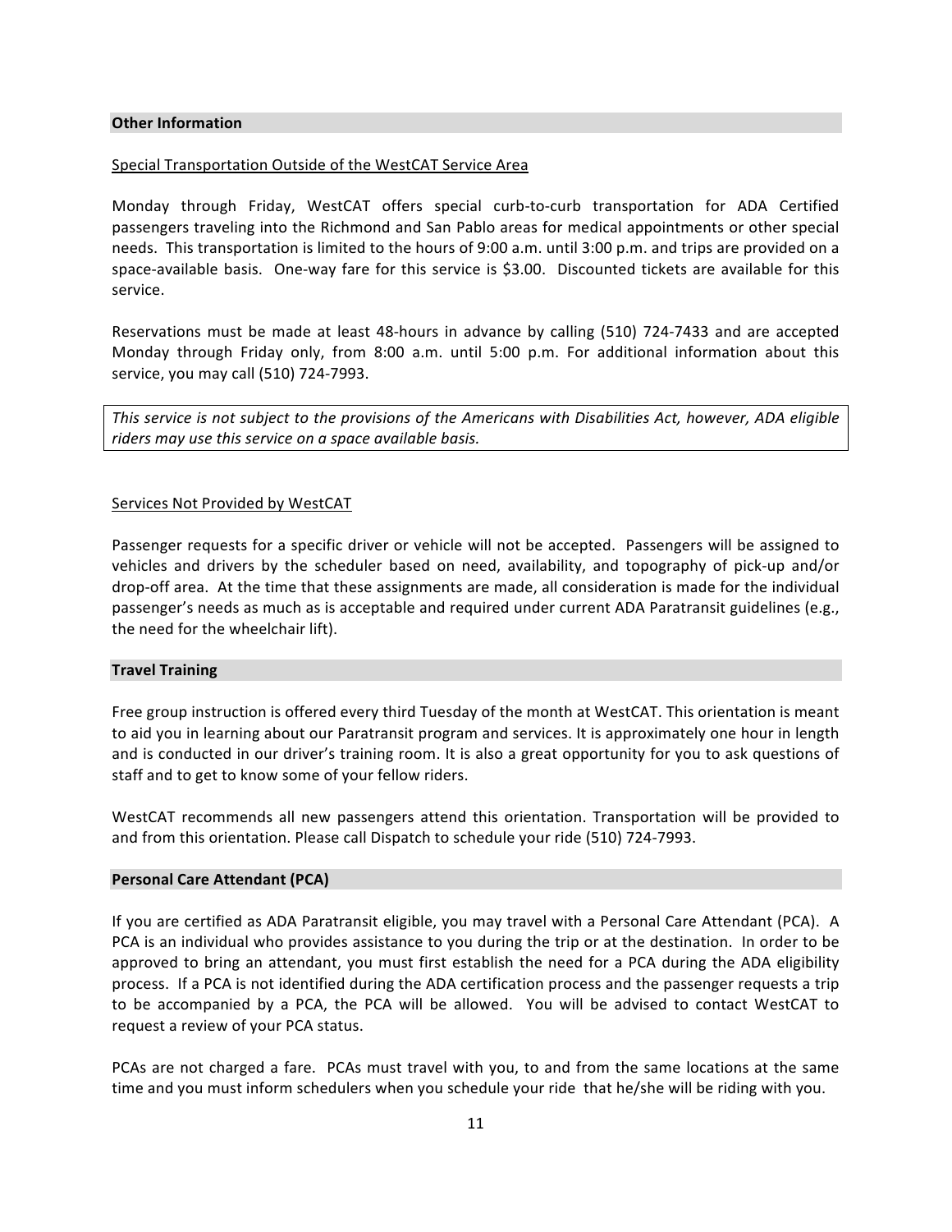## Other Information

<u>Special Transportation Outside of the WestCAT Service Area</u>

Monday through Friday, WestCAT offers special curb-to-curb transportation for ADA Certified passengers traveling into the Richmond and San Pablo areas for medical appointments or other special needs. This transportation is limited to the hours of 9:00 a.m. until 3:00 p.m. and trips are provided on a space-available basis. One-way fare for this service is $3.00. Discounted tickets are available for this service.

Reservations must be made at least 48-hours in advance by calling (510) 724-7433 and are accepted Monday through Friday only, from 8:00 a.m. until 5:00 p.m. For additional information about this service, you may call (510) 724-7993.

*This service is not subject to the provisions of the Americans with Disabilities Act, however, ADA eligible riders may use this service on a space available basis.*

<u>Services Not Provided by WestCAT</u>

Passenger requests for a specific driver or vehicle will not be accepted. Passengers will be assigned to vehicles and drivers by the scheduler based on need, availability, and topography of pick-up and/or drop-off area. At the time that these assignments are made, all consideration is made for the individual passenger's needs as much as is acceptable and required under current ADA Paratransit guidelines (e.g., the need for the wheelchair lift).

## Travel Training

Free group instruction is offered every third Tuesday of the month at WestCAT. This orientation is meant to aid you in learning about our Paratransit program and services. It is approximately one hour in length and is conducted in our driver's training room. It is also a great opportunity for you to ask questions of staff and to get to know some of your fellow riders.

WestCAT recommends all new passengers attend this orientation. Transportation will be provided to and from this orientation. Please call Dispatch to schedule your ride (510) 724-7993.

## Personal Care Attendant (PCA)

If you are certified as ADA Paratransit eligible, you may travel with a Personal Care Attendant (PCA). A PCA is an individual who provides assistance to you during the trip or at the destination. In order to be approved to bring an attendant, you must first establish the need for a PCA during the ADA eligibility process. If a PCA is not identified during the ADA certification process and the passenger requests a trip to be accompanied by a PCA, the PCA will be allowed. You will be advised to contact WestCAT to request a review of your PCA status.

PCAs are not charged a fare. PCAs must travel with you, to and from the same locations at the same time and you must inform schedulers when you schedule your ride that he/she will be riding with you.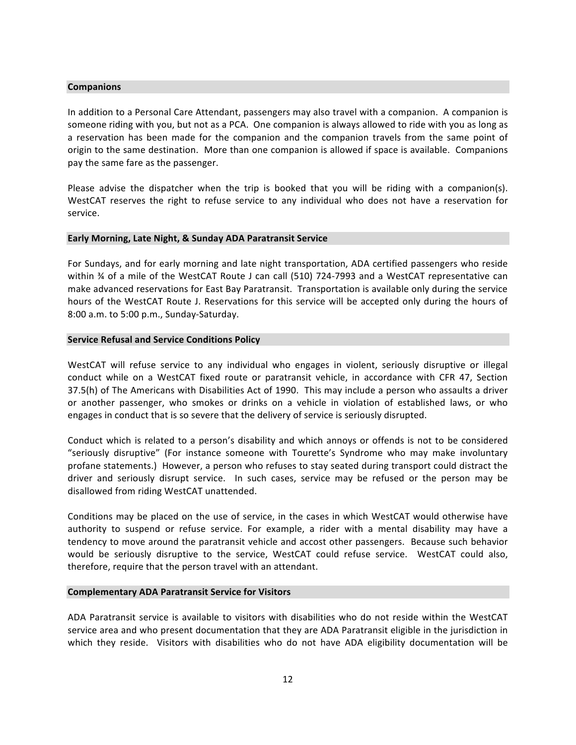## Companions

In addition to a Personal Care Attendant, passengers may also travel with a companion. A companion is someone riding with you, but not as a PCA. One companion is always allowed to ride with you as long as a reservation has been made for the companion and the companion travels from the same point of origin to the same destination. More than one companion is allowed if space is available. Companions pay the same fare as the passenger.

Please advise the dispatcher when the trip is booked that you will be riding with a companion(s). WestCAT reserves the right to refuse service to any individual who does not have a reservation for service.

## Early Morning, Late Night, & Sunday ADA Paratransit Service

For Sundays, and for early morning and late night transportation, ADA certified passengers who reside within ¾ of a mile of the WestCAT Route J can call (510) 724-7993 and a WestCAT representative can make advanced reservations for East Bay Paratransit. Transportation is available only during the service hours of the WestCAT Route J. Reservations for this service will be accepted only during the hours of 8:00 a.m. to 5:00 p.m., Sunday-Saturday.

## Service Refusal and Service Conditions Policy

WestCAT will refuse service to any individual who engages in violent, seriously disruptive or illegal conduct while on a WestCAT fixed route or paratransit vehicle, in accordance with CFR 47, Section 37.5(h) of The Americans with Disabilities Act of 1990. This may include a person who assaults a driver or another passenger, who smokes or drinks on a vehicle in violation of established laws, or who engages in conduct that is so severe that the delivery of service is seriously disrupted.

Conduct which is related to a person's disability and which annoys or offends is not to be considered "seriously disruptive" (For instance someone with Tourette's Syndrome who may make involuntary profane statements.) However, a person who refuses to stay seated during transport could distract the driver and seriously disrupt service. In such cases, service may be refused or the person may be disallowed from riding WestCAT unattended.

Conditions may be placed on the use of service, in the cases in which WestCAT would otherwise have authority to suspend or refuse service. For example, a rider with a mental disability may have a tendency to move around the paratransit vehicle and accost other passengers. Because such behavior would be seriously disruptive to the service, WestCAT could refuse service. WestCAT could also, therefore, require that the person travel with an attendant.

## Complementary ADA Paratransit Service for Visitors

ADA Paratransit service is available to visitors with disabilities who do not reside within the WestCAT service area and who present documentation that they are ADA Paratransit eligible in the jurisdiction in which they reside. Visitors with disabilities who do not have ADA eligibility documentation will be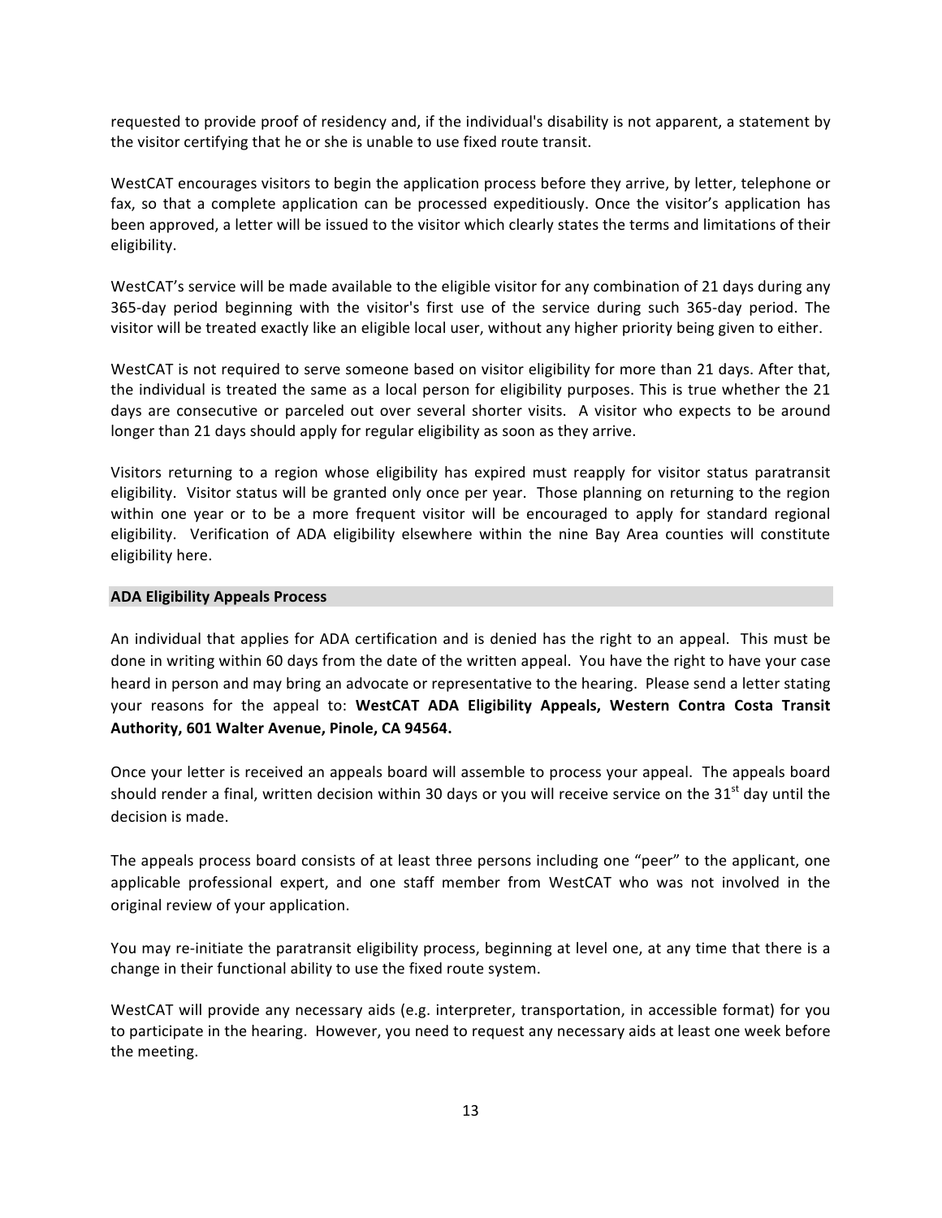requested to provide proof of residency and, if the individual's disability is not apparent, a statement by the visitor certifying that he or she is unable to use fixed route transit.

WestCAT encourages visitors to begin the application process before they arrive, by letter, telephone or fax, so that a complete application can be processed expeditiously. Once the visitor's application has been approved, a letter will be issued to the visitor which clearly states the terms and limitations of their eligibility.

WestCAT's service will be made available to the eligible visitor for any combination of 21 days during any 365-day period beginning with the visitor's first use of the service during such 365-day period. The visitor will be treated exactly like an eligible local user, without any higher priority being given to either.

WestCAT is not required to serve someone based on visitor eligibility for more than 21 days. After that, the individual is treated the same as a local person for eligibility purposes. This is true whether the 21 days are consecutive or parceled out over several shorter visits. A visitor who expects to be around longer than 21 days should apply for regular eligibility as soon as they arrive.

Visitors returning to a region whose eligibility has expired must reapply for visitor status paratransit eligibility. Visitor status will be granted only once per year. Those planning on returning to the region within one year or to be a more frequent visitor will be encouraged to apply for standard regional eligibility. Verification of ADA eligibility elsewhere within the nine Bay Area counties will constitute eligibility here.

## ADA Eligibility Appeals Process

An individual that applies for ADA certification and is denied has the right to an appeal. This must be done in writing within 60 days from the date of the written appeal. You have the right to have your case heard in person and may bring an advocate or representative to the hearing. Please send a letter stating your reasons for the appeal to: **WestCAT ADA Eligibility Appeals, Western Contra Costa Transit Authority, 601 Walter Avenue, Pinole, CA 94564.**

Once your letter is received an appeals board will assemble to process your appeal. The appeals board should render a final, written decision within 30 days or you will receive service on the 31st day until the decision is made.

The appeals process board consists of at least three persons including one "peer" to the applicant, one applicable professional expert, and one staff member from WestCAT who was not involved in the original review of your application.

You may re-initiate the paratransit eligibility process, beginning at level one, at any time that there is a change in their functional ability to use the fixed route system.

WestCAT will provide any necessary aids (e.g. interpreter, transportation, in accessible format) for you to participate in the hearing. However, you need to request any necessary aids at least one week before the meeting.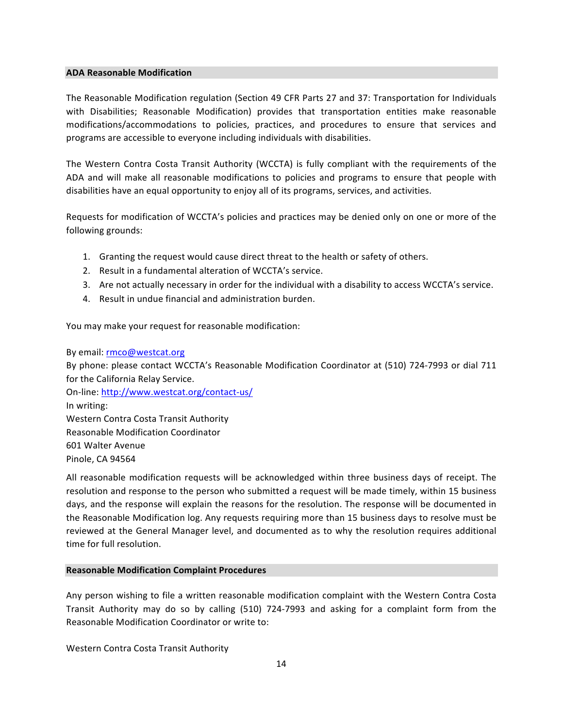## ADA Reasonable Modification

The Reasonable Modification regulation (Section 49 CFR Parts 27 and 37: Transportation for Individuals with Disabilities; Reasonable Modification) provides that transportation entities make reasonable modifications/accommodations to policies, practices, and procedures to ensure that services and programs are accessible to everyone including individuals with disabilities.

The Western Contra Costa Transit Authority (WCCTA) is fully compliant with the requirements of the ADA and will make all reasonable modifications to policies and programs to ensure that people with disabilities have an equal opportunity to enjoy all of its programs, services, and activities.

Requests for modification of WCCTA's policies and practices may be denied only on one or more of the following grounds:

1. Granting the request would cause direct threat to the health or safety of others.
2. Result in a fundamental alteration of WCCTA's service.
3. Are not actually necessary in order for the individual with a disability to access WCCTA's service.
4. Result in undue financial and administration burden.

You may make your request for reasonable modification:

By email: rmco@westcat.org
By phone: please contact WCCTA's Reasonable Modification Coordinator at (510) 724-7993 or dial 711 for the California Relay Service.
On-line: http://www.westcat.org/contact-us/
In writing:
Western Contra Costa Transit Authority
Reasonable Modification Coordinator
601 Walter Avenue
Pinole, CA 94564

All reasonable modification requests will be acknowledged within three business days of receipt. The resolution and response to the person who submitted a request will be made timely, within 15 business days, and the response will explain the reasons for the resolution. The response will be documented in the Reasonable Modification log. Any requests requiring more than 15 business days to resolve must be reviewed at the General Manager level, and documented as to why the resolution requires additional time for full resolution.

## Reasonable Modification Complaint Procedures

Any person wishing to file a written reasonable modification complaint with the Western Contra Costa Transit Authority may do so by calling (510) 724-7993 and asking for a complaint form from the Reasonable Modification Coordinator or write to:

Western Contra Costa Transit Authority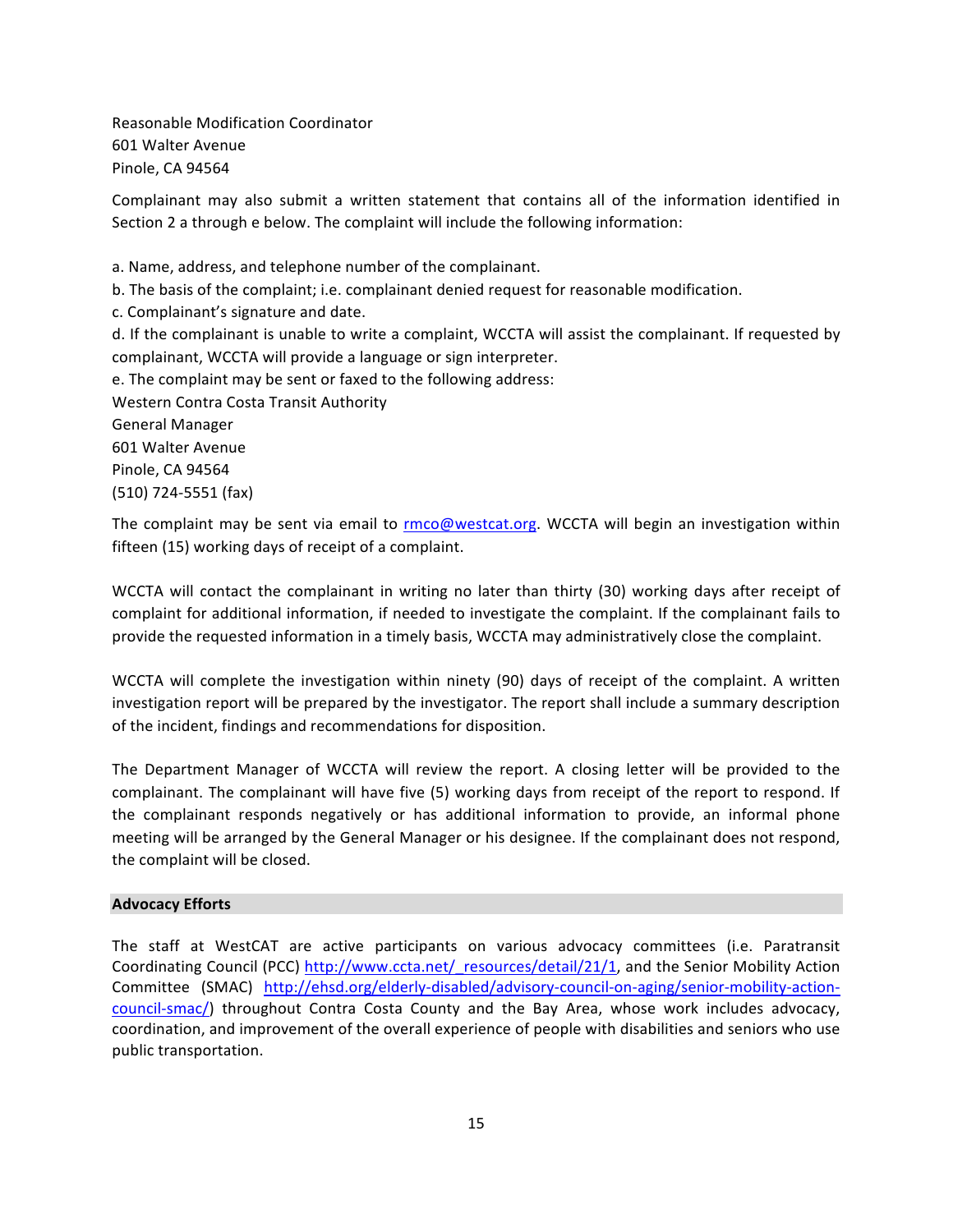Reasonable Modification Coordinator
601 Walter Avenue
Pinole, CA 94564

Complainant may also submit a written statement that contains all of the information identified in Section 2 a through e below. The complaint will include the following information:

a. Name, address, and telephone number of the complainant.
b. The basis of the complaint; i.e. complainant denied request for reasonable modification.
c. Complainant's signature and date.
d. If the complainant is unable to write a complaint, WCCTA will assist the complainant. If requested by complainant, WCCTA will provide a language or sign interpreter.
e. The complaint may be sent or faxed to the following address:
Western Contra Costa Transit Authority
General Manager
601 Walter Avenue
Pinole, CA 94564
(510) 724-5551 (fax)

The complaint may be sent via email to [rmco@westcat.org](mailto:rmco@westcat.org). WCCTA will begin an investigation within fifteen (15) working days of receipt of a complaint.

WCCTA will contact the complainant in writing no later than thirty (30) working days after receipt of complaint for additional information, if needed to investigate the complaint. If the complainant fails to provide the requested information in a timely basis, WCCTA may administratively close the complaint.

WCCTA will complete the investigation within ninety (90) days of receipt of the complaint. A written investigation report will be prepared by the investigator. The report shall include a summary description of the incident, findings and recommendations for disposition.

The Department Manager of WCCTA will review the report. A closing letter will be provided to the complainant. The complainant will have five (5) working days from receipt of the report to respond. If the complainant responds negatively or has additional information to provide, an informal phone meeting will be arranged by the General Manager or his designee. If the complainant does not respond, the complaint will be closed.

## Advocacy Efforts

The staff at WestCAT are active participants on various advocacy committees (i.e. Paratransit Coordinating Council (PCC) [http://www.ccta.net/_resources/detail/21/1](http://www.ccta.net/_resources/detail/21/1), and the Senior Mobility Action Committee (SMAC) [http://ehsd.org/elderly-disabled/advisory-council-on-aging/senior-mobility-action-council-smac/](http://ehsd.org/elderly-disabled/advisory-council-on-aging/senior-mobility-action-council-smac/)) throughout Contra Costa County and the Bay Area, whose work includes advocacy, coordination, and improvement of the overall experience of people with disabilities and seniors who use public transportation.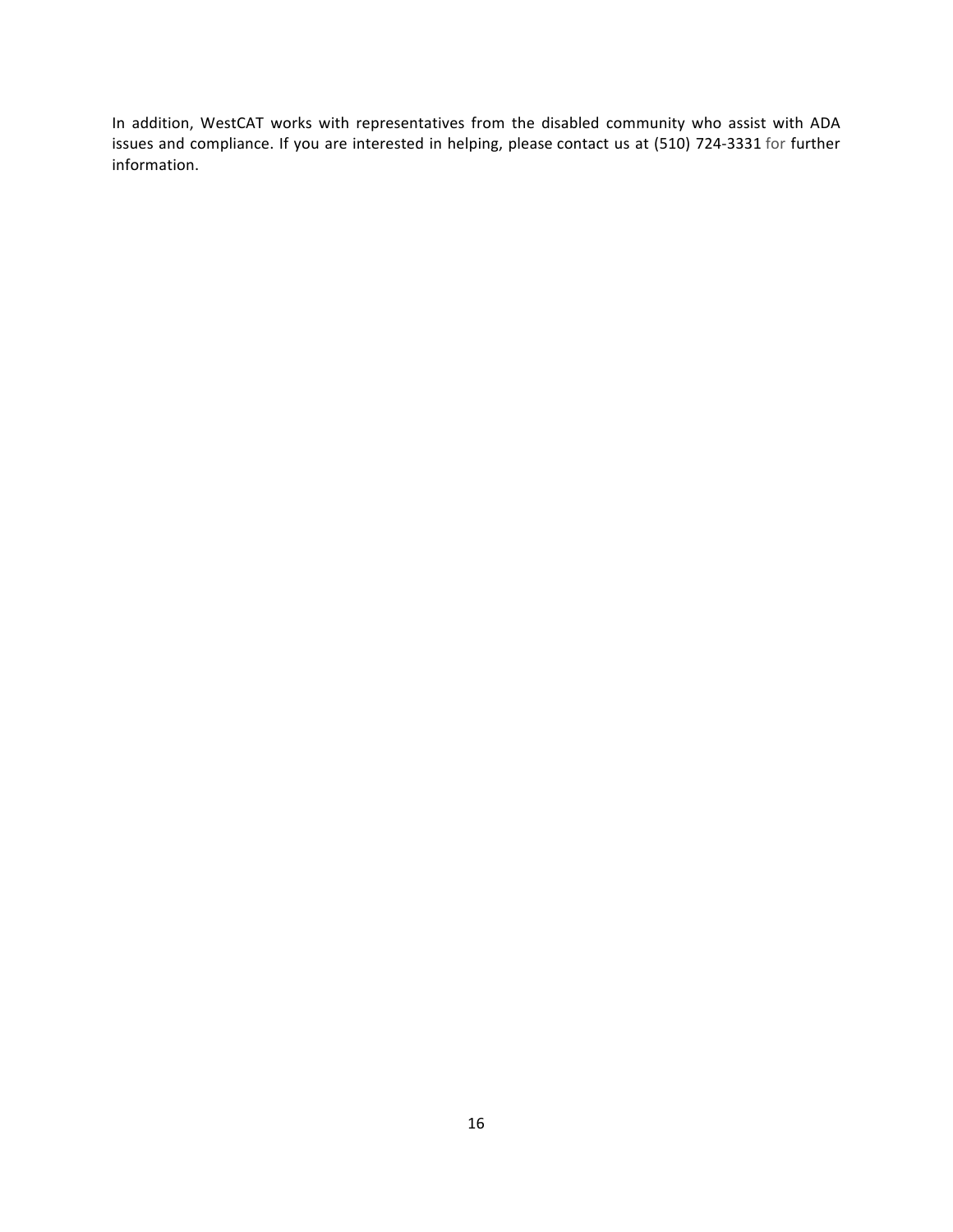In addition, WestCAT works with representatives from the disabled community who assist with ADA issues and compliance. If you are interested in helping, please contact us at (510) 724-3331 for further information.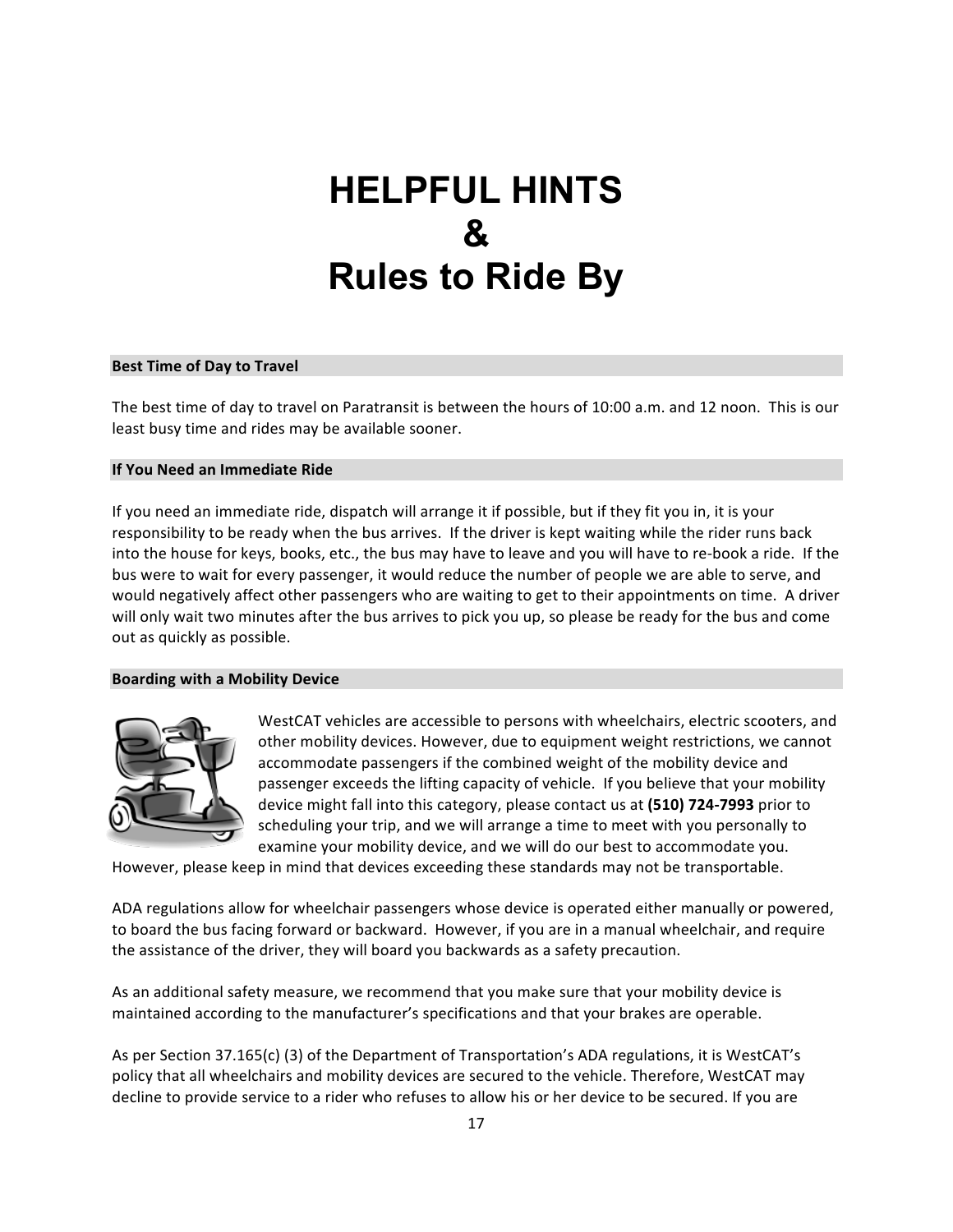# HELPFUL HINTS
# &
# Rules to Ride By

### Best Time of Day to Travel

The best time of day to travel on Paratransit is between the hours of 10:00 a.m. and 12 noon. This is our least busy time and rides may be available sooner.

### If You Need an Immediate Ride

If you need an immediate ride, dispatch will arrange it if possible, but if they fit you in, it is your responsibility to be ready when the bus arrives. If the driver is kept waiting while the rider runs back into the house for keys, books, etc., the bus may have to leave and you will have to re-book a ride. If the bus were to wait for every passenger, it would reduce the number of people we are able to serve, and would negatively affect other passengers who are waiting to get to their appointments on time. A driver will only wait two minutes after the bus arrives to pick you up, so please be ready for the bus and come out as quickly as possible.

### Boarding with a Mobility Device

WestCAT vehicles are accessible to persons with wheelchairs, electric scooters, and other mobility devices. However, due to equipment weight restrictions, we cannot accommodate passengers if the combined weight of the mobility device and passenger exceeds the lifting capacity of vehicle. If you believe that your mobility device might fall into this category, please contact us at **(510) 724-7993** prior to scheduling your trip, and we will arrange a time to meet with you personally to examine your mobility device, and we will do our best to accommodate you. However, please keep in mind that devices exceeding these standards may not be transportable.

ADA regulations allow for wheelchair passengers whose device is operated either manually or powered, to board the bus facing forward or backward. However, if you are in a manual wheelchair, and require the assistance of the driver, they will board you backwards as a safety precaution.

As an additional safety measure, we recommend that you make sure that your mobility device is maintained according to the manufacturer's specifications and that your brakes are operable.

As per Section 37.165(c) (3) of the Department of Transportation's ADA regulations, it is WestCAT's policy that all wheelchairs and mobility devices are secured to the vehicle. Therefore, WestCAT may decline to provide service to a rider who refuses to allow his or her device to be secured. If you are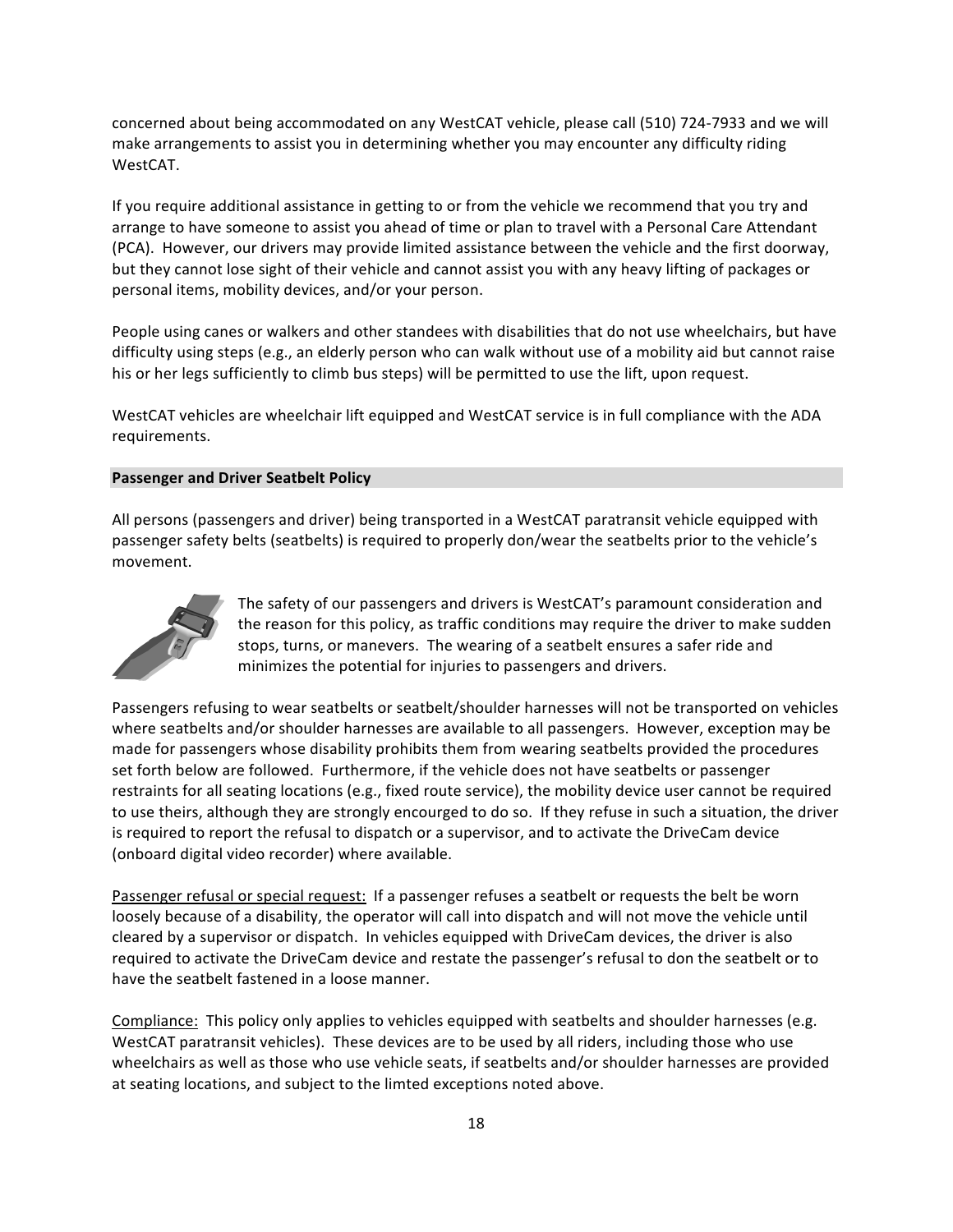concerned about being accommodated on any WestCAT vehicle, please call (510) 724-7933 and we will make arrangements to assist you in determining whether you may encounter any difficulty riding WestCAT.

If you require additional assistance in getting to or from the vehicle we recommend that you try and arrange to have someone to assist you ahead of time or plan to travel with a Personal Care Attendant (PCA). However, our drivers may provide limited assistance between the vehicle and the first doorway, but they cannot lose sight of their vehicle and cannot assist you with any heavy lifting of packages or personal items, mobility devices, and/or your person.

People using canes or walkers and other standees with disabilities that do not use wheelchairs, but have difficulty using steps (e.g., an elderly person who can walk without use of a mobility aid but cannot raise his or her legs sufficiently to climb bus steps) will be permitted to use the lift, upon request.

WestCAT vehicles are wheelchair lift equipped and WestCAT service is in full compliance with the ADA requirements.

## Passenger and Driver Seatbelt Policy

All persons (passengers and driver) being transported in a WestCAT paratransit vehicle equipped with passenger safety belts (seatbelts) is required to properly don/wear the seatbelts prior to the vehicle's movement.

The safety of our passengers and drivers is WestCAT's paramount consideration and the reason for this policy, as traffic conditions may require the driver to make sudden stops, turns, or manevers. The wearing of a seatbelt ensures a safer ride and minimizes the potential for injuries to passengers and drivers.

Passengers refusing to wear seatbelts or seatbelt/shoulder harnesses will not be transported on vehicles where seatbelts and/or shoulder harnesses are available to all passengers. However, exception may be made for passengers whose disability prohibits them from wearing seatbelts provided the procedures set forth below are followed. Furthermore, if the vehicle does not have seatbelts or passenger restraints for all seating locations (e.g., fixed route service), the mobility device user cannot be required to use theirs, although they are strongly encourged to do so. If they refuse in such a situation, the driver is required to report the refusal to dispatch or a supervisor, and to activate the DriveCam device (onboard digital video recorder) where available.

Passenger refusal or special request: If a passenger refuses a seatbelt or requests the belt be worn loosely because of a disability, the operator will call into dispatch and will not move the vehicle until cleared by a supervisor or dispatch. In vehicles equipped with DriveCam devices, the driver is also required to activate the DriveCam device and restate the passenger's refusal to don the seatbelt or to have the seatbelt fastened in a loose manner.

Compliance: This policy only applies to vehicles equipped with seatbelts and shoulder harnesses (e.g. WestCAT paratransit vehicles). These devices are to be used by all riders, including those who use wheelchairs as well as those who use vehicle seats, if seatbelts and/or shoulder harnesses are provided at seating locations, and subject to the limted exceptions noted above.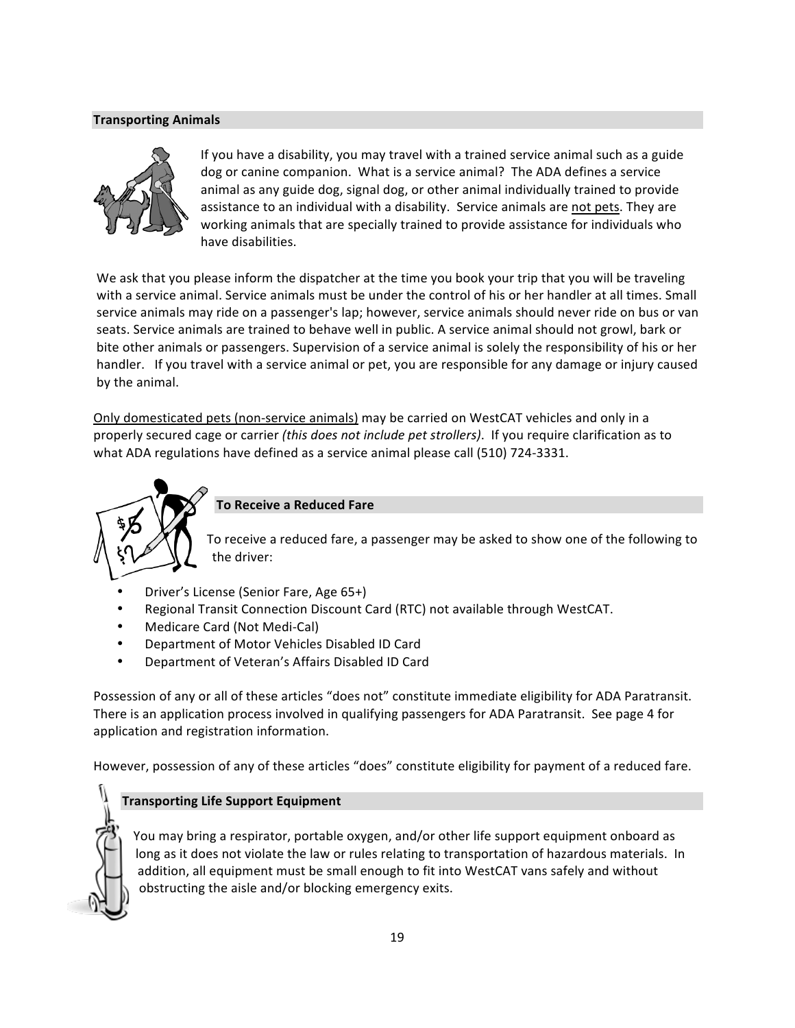## Transporting Animals

If you have a disability, you may travel with a trained service animal such as a guide dog or canine companion. What is a service animal? The ADA defines a service animal as any guide dog, signal dog, or other animal individually trained to provide assistance to an individual with a disability. Service animals are <u>not pets</u>. They are working animals that are specially trained to provide assistance for individuals who have disabilities.

We ask that you please inform the dispatcher at the time you book your trip that you will be traveling with a service animal. Service animals must be under the control of his or her handler at all times. Small service animals may ride on a passenger's lap; however, service animals should never ride on bus or van seats. Service animals are trained to behave well in public. A service animal should not growl, bark or bite other animals or passengers. Supervision of a service animal is solely the responsibility of his or her handler. If you travel with a service animal or pet, you are responsible for any damage or injury caused by the animal.

<u>Only domesticated pets (non-service animals)</u> may be carried on WestCAT vehicles and only in a properly secured cage or carrier *(this does not include pet strollers)*. If you require clarification as to what ADA regulations have defined as a service animal please call (510) 724-3331.

## To Receive a Reduced Fare

To receive a reduced fare, a passenger may be asked to show one of the following to the driver:

- Driver's License (Senior Fare, Age 65+)
- Regional Transit Connection Discount Card (RTC) not available through WestCAT.
- Medicare Card (Not Medi-Cal)
- Department of Motor Vehicles Disabled ID Card
- Department of Veteran's Affairs Disabled ID Card

Possession of any or all of these articles "does not" constitute immediate eligibility for ADA Paratransit. There is an application process involved in qualifying passengers for ADA Paratransit. See page 4 for application and registration information.

However, possession of any of these articles "does" constitute eligibility for payment of a reduced fare.

## Transporting Life Support Equipment

You may bring a respirator, portable oxygen, and/or other life support equipment onboard as long as it does not violate the law or rules relating to transportation of hazardous materials. In addition, all equipment must be small enough to fit into WestCAT vans safely and without obstructing the aisle and/or blocking emergency exits.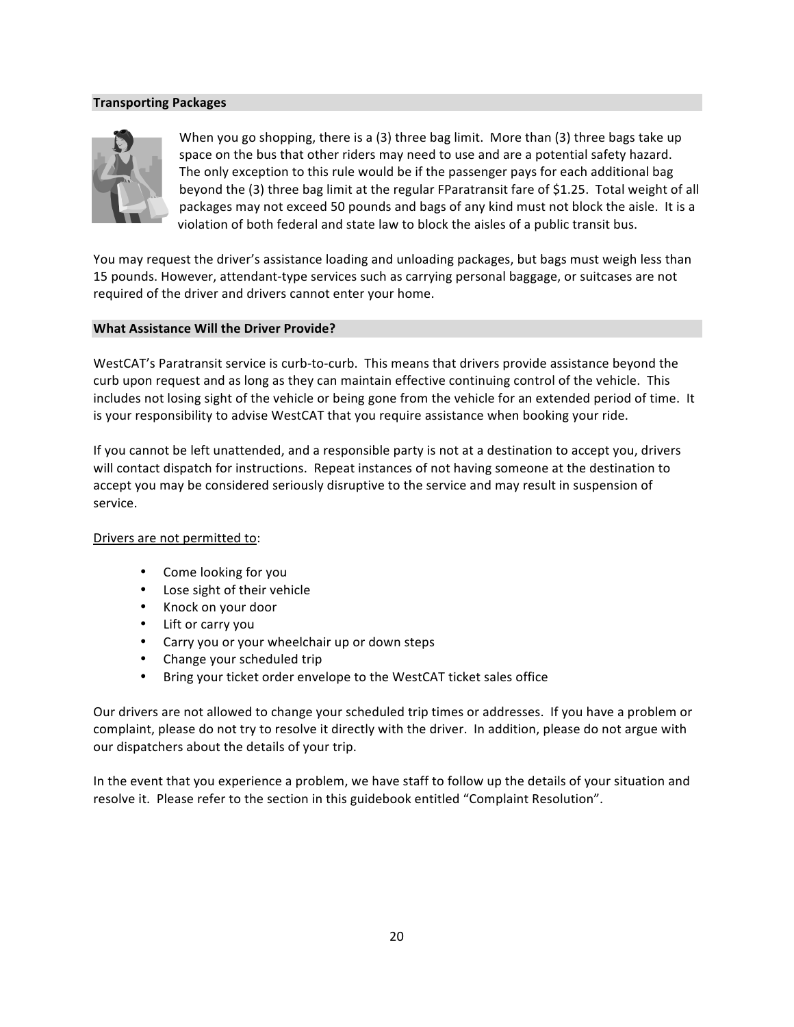## Transporting Packages

When you go shopping, there is a (3) three bag limit. More than (3) three bags take up space on the bus that other riders may need to use and are a potential safety hazard. The only exception to this rule would be if the passenger pays for each additional bag beyond the (3) three bag limit at the regular FParatransit fare of $1.25. Total weight of all packages may not exceed 50 pounds and bags of any kind must not block the aisle. It is a violation of both federal and state law to block the aisles of a public transit bus.

You may request the driver's assistance loading and unloading packages, but bags must weigh less than 15 pounds. However, attendant-type services such as carrying personal baggage, or suitcases are not required of the driver and drivers cannot enter your home.

## What Assistance Will the Driver Provide?

WestCAT's Paratransit service is curb-to-curb. This means that drivers provide assistance beyond the curb upon request and as long as they can maintain effective continuing control of the vehicle. This includes not losing sight of the vehicle or being gone from the vehicle for an extended period of time. It is your responsibility to advise WestCAT that you require assistance when booking your ride.

If you cannot be left unattended, and a responsible party is not at a destination to accept you, drivers will contact dispatch for instructions. Repeat instances of not having someone at the destination to accept you may be considered seriously disruptive to the service and may result in suspension of service.

Drivers are not permitted to:

- Come looking for you
- Lose sight of their vehicle
- Knock on your door
- Lift or carry you
- Carry you or your wheelchair up or down steps
- Change your scheduled trip
- Bring your ticket order envelope to the WestCAT ticket sales office

Our drivers are not allowed to change your scheduled trip times or addresses. If you have a problem or complaint, please do not try to resolve it directly with the driver. In addition, please do not argue with our dispatchers about the details of your trip.

In the event that you experience a problem, we have staff to follow up the details of your situation and resolve it. Please refer to the section in this guidebook entitled "Complaint Resolution".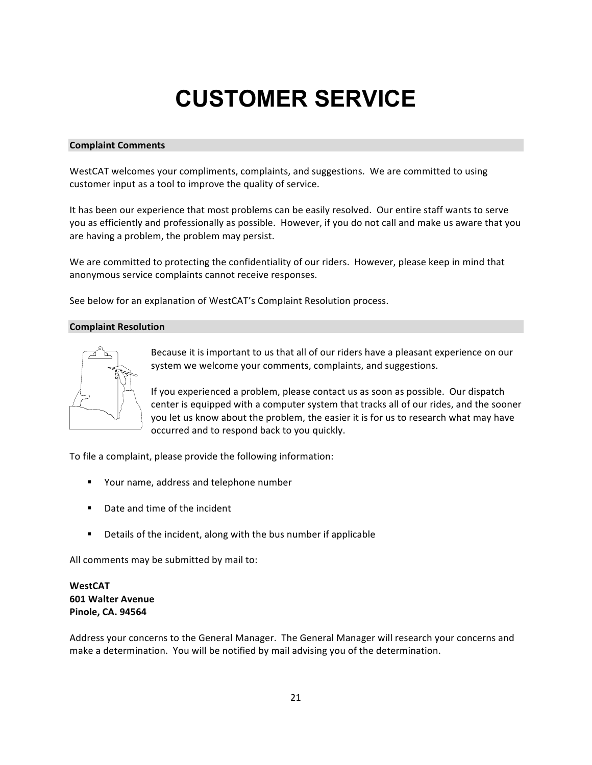# CUSTOMER SERVICE

## Complaint Comments

WestCAT welcomes your compliments, complaints, and suggestions. We are committed to using customer input as a tool to improve the quality of service.

It has been our experience that most problems can be easily resolved. Our entire staff wants to serve you as efficiently and professionally as possible. However, if you do not call and make us aware that you are having a problem, the problem may persist.

We are committed to protecting the confidentiality of our riders. However, please keep in mind that anonymous service complaints cannot receive responses.

See below for an explanation of WestCAT's Complaint Resolution process.

## Complaint Resolution

Because it is important to us that all of our riders have a pleasant experience on our system we welcome your comments, complaints, and suggestions.

If you experienced a problem, please contact us as soon as possible. Our dispatch center is equipped with a computer system that tracks all of our rides, and the sooner you let us know about the problem, the easier it is for us to research what may have occurred and to respond back to you quickly.

To file a complaint, please provide the following information:

- Your name, address and telephone number
- Date and time of the incident
- Details of the incident, along with the bus number if applicable

All comments may be submitted by mail to:

**WestCAT**
**601 Walter Avenue**
**Pinole, CA. 94564**

Address your concerns to the General Manager. The General Manager will research your concerns and make a determination. You will be notified by mail advising you of the determination.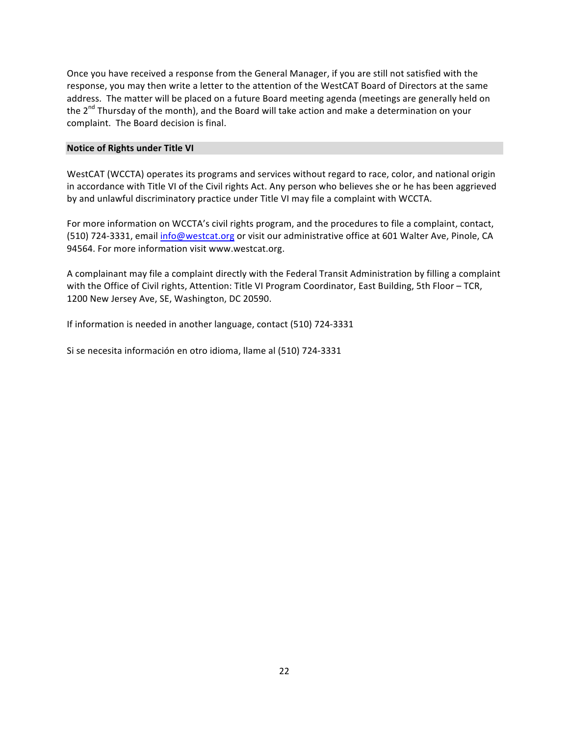Once you have received a response from the General Manager, if you are still not satisfied with the response, you may then write a letter to the attention of the WestCAT Board of Directors at the same address. The matter will be placed on a future Board meeting agenda (meetings are generally held on the 2nd Thursday of the month), and the Board will take action and make a determination on your complaint. The Board decision is final.

## Notice of Rights under Title VI

WestCAT (WCCTA) operates its programs and services without regard to race, color, and national origin in accordance with Title VI of the Civil rights Act. Any person who believes she or he has been aggrieved by and unlawful discriminatory practice under Title VI may file a complaint with WCCTA.

For more information on WCCTA's civil rights program, and the procedures to file a complaint, contact, (510) 724-3331, email info@westcat.org or visit our administrative office at 601 Walter Ave, Pinole, CA 94564. For more information visit www.westcat.org.

A complainant may file a complaint directly with the Federal Transit Administration by filling a complaint with the Office of Civil rights, Attention: Title VI Program Coordinator, East Building, 5th Floor – TCR, 1200 New Jersey Ave, SE, Washington, DC 20590.

If information is needed in another language, contact (510) 724-3331

Si se necesita información en otro idioma, llame al (510) 724-3331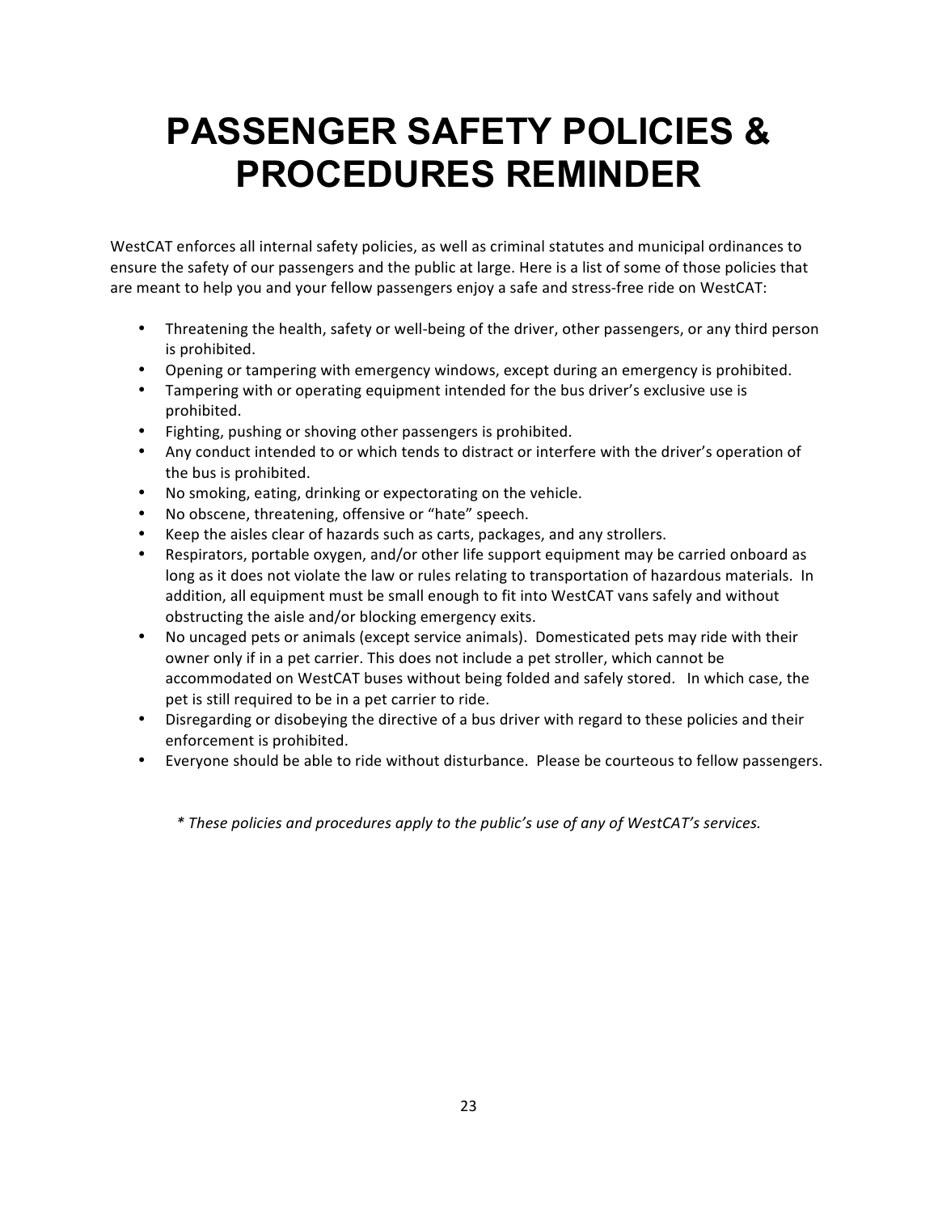# PASSENGER SAFETY POLICIES & PROCEDURES REMINDER

WestCAT enforces all internal safety policies, as well as criminal statutes and municipal ordinances to ensure the safety of our passengers and the public at large. Here is a list of some of those policies that are meant to help you and your fellow passengers enjoy a safe and stress-free ride on WestCAT:

- Threatening the health, safety or well-being of the driver, other passengers, or any third person is prohibited.
- Opening or tampering with emergency windows, except during an emergency is prohibited.
- Tampering with or operating equipment intended for the bus driver's exclusive use is prohibited.
- Fighting, pushing or shoving other passengers is prohibited.
- Any conduct intended to or which tends to distract or interfere with the driver's operation of the bus is prohibited.
- No smoking, eating, drinking or expectorating on the vehicle.
- No obscene, threatening, offensive or "hate" speech.
- Keep the aisles clear of hazards such as carts, packages, and any strollers.
- Respirators, portable oxygen, and/or other life support equipment may be carried onboard as long as it does not violate the law or rules relating to transportation of hazardous materials. In addition, all equipment must be small enough to fit into WestCAT vans safely and without obstructing the aisle and/or blocking emergency exits.
- No uncaged pets or animals (except service animals). Domesticated pets may ride with their owner only if in a pet carrier. This does not include a pet stroller, which cannot be accommodated on WestCAT buses without being folded and safely stored. In which case, the pet is still required to be in a pet carrier to ride.
- Disregarding or disobeying the directive of a bus driver with regard to these policies and their enforcement is prohibited.
- Everyone should be able to ride without disturbance. Please be courteous to fellow passengers.

*\* These policies and procedures apply to the public's use of any of WestCAT's services.*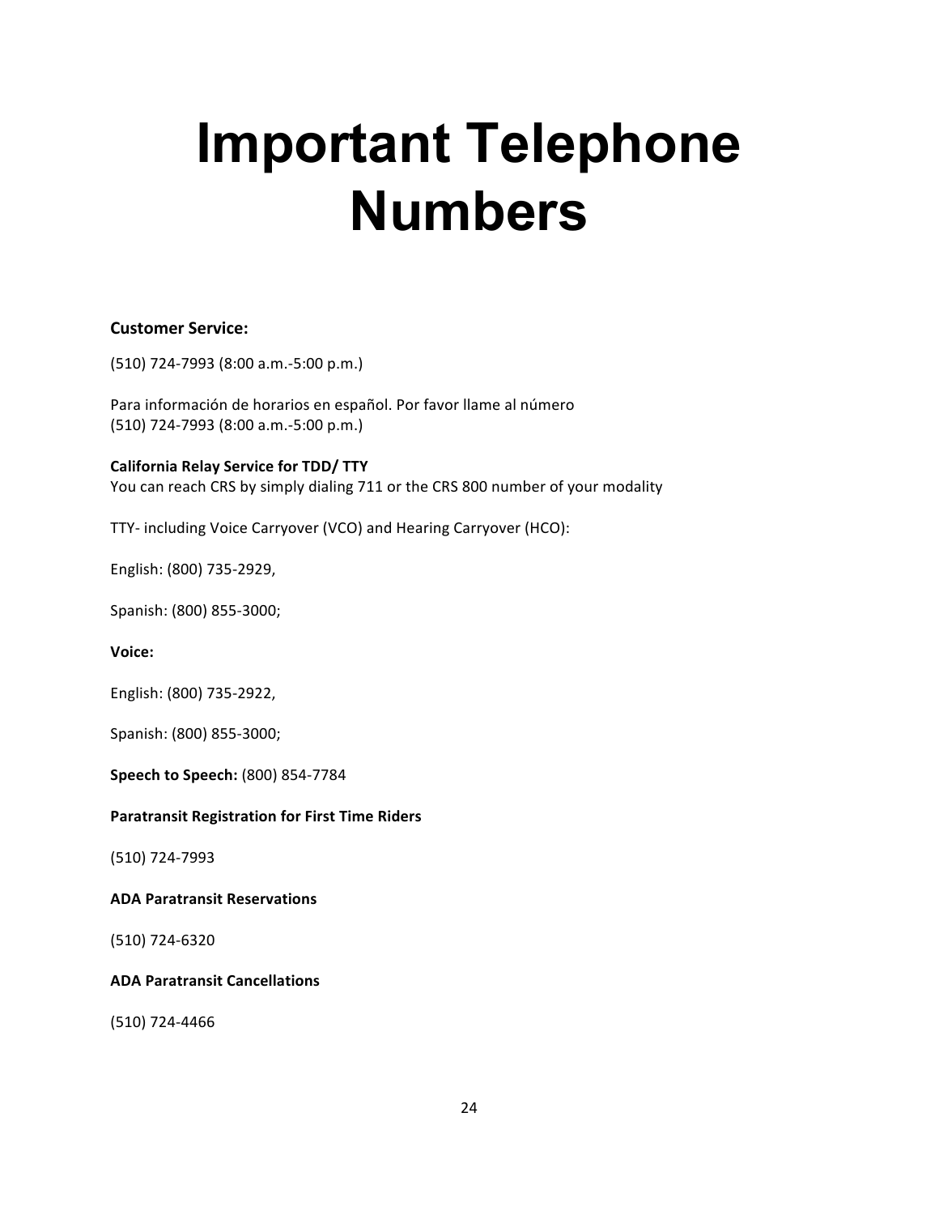# Important Telephone Numbers

**Customer Service:**

(510) 724-7993 (8:00 a.m.-5:00 p.m.)

Para información de horarios en español. Por favor llame al número
(510) 724-7993 (8:00 a.m.-5:00 p.m.)

**California Relay Service for TDD/ TTY**
You can reach CRS by simply dialing 711 or the CRS 800 number of your modality

TTY- including Voice Carryover (VCO) and Hearing Carryover (HCO):

English: (800) 735-2929,

Spanish: (800) 855-3000;

**Voice:**

English: (800) 735-2922,

Spanish: (800) 855-3000;

**Speech to Speech:** (800) 854-7784

**Paratransit Registration for First Time Riders**

(510) 724-7993

**ADA Paratransit Reservations**

(510) 724-6320

**ADA Paratransit Cancellations**

(510) 724-4466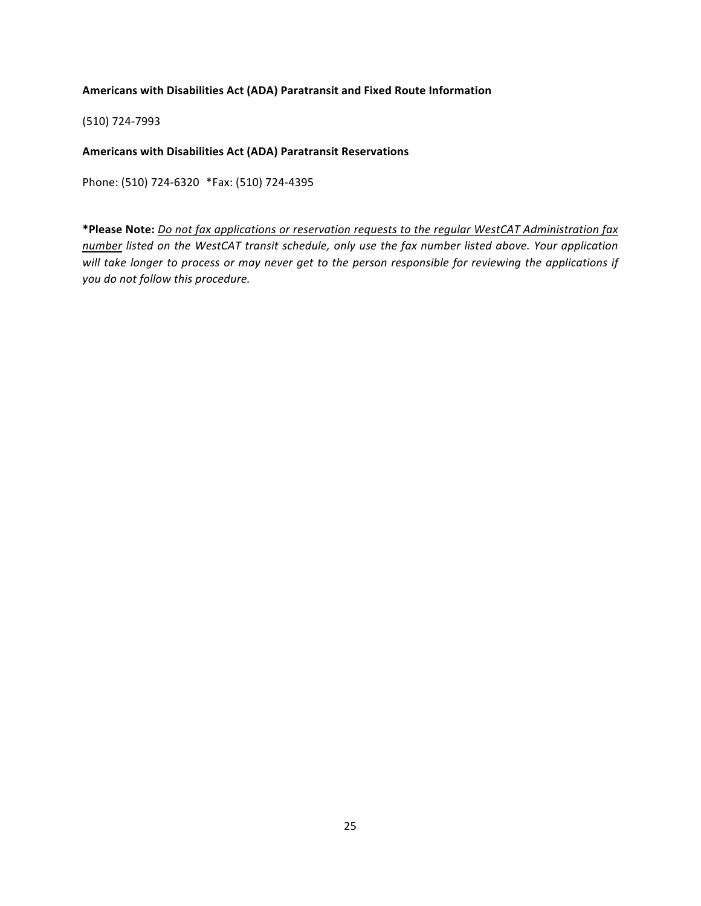**Americans with Disabilities Act (ADA) Paratransit and Fixed Route Information**

(510) 724-7993

**Americans with Disabilities Act (ADA) Paratransit Reservations**

Phone: (510) 724-6320 *Fax: (510) 724-4395

**\*Please Note:** *<u>Do not fax applications or reservation requests to the regular WestCAT Administration fax number</u> listed on the WestCAT transit schedule, only use the fax number listed above. Your application will take longer to process or may never get to the person responsible for reviewing the applications if you do not follow this procedure.*